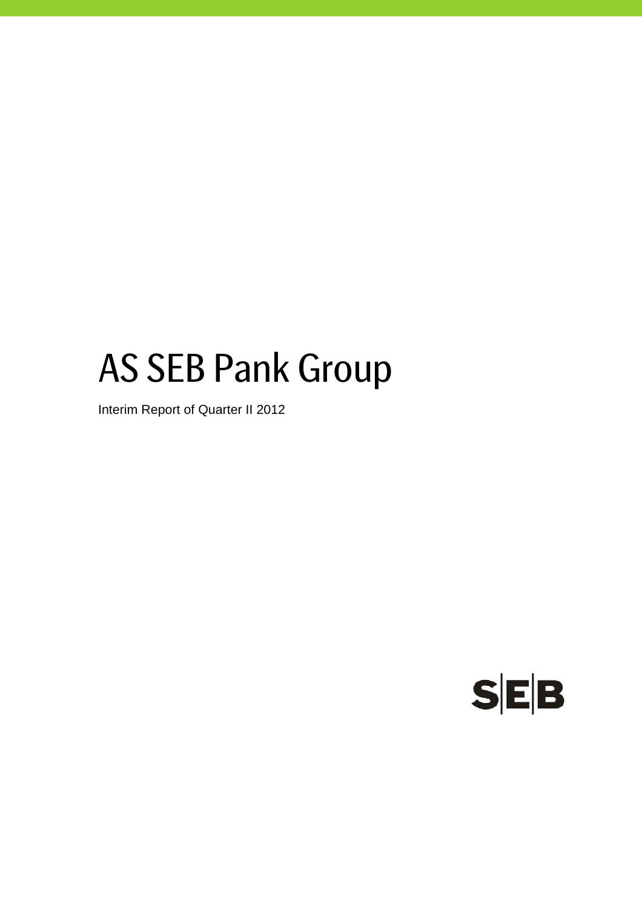# AS SEB Pank Group

Interim Report of Quarter II 2012

SEB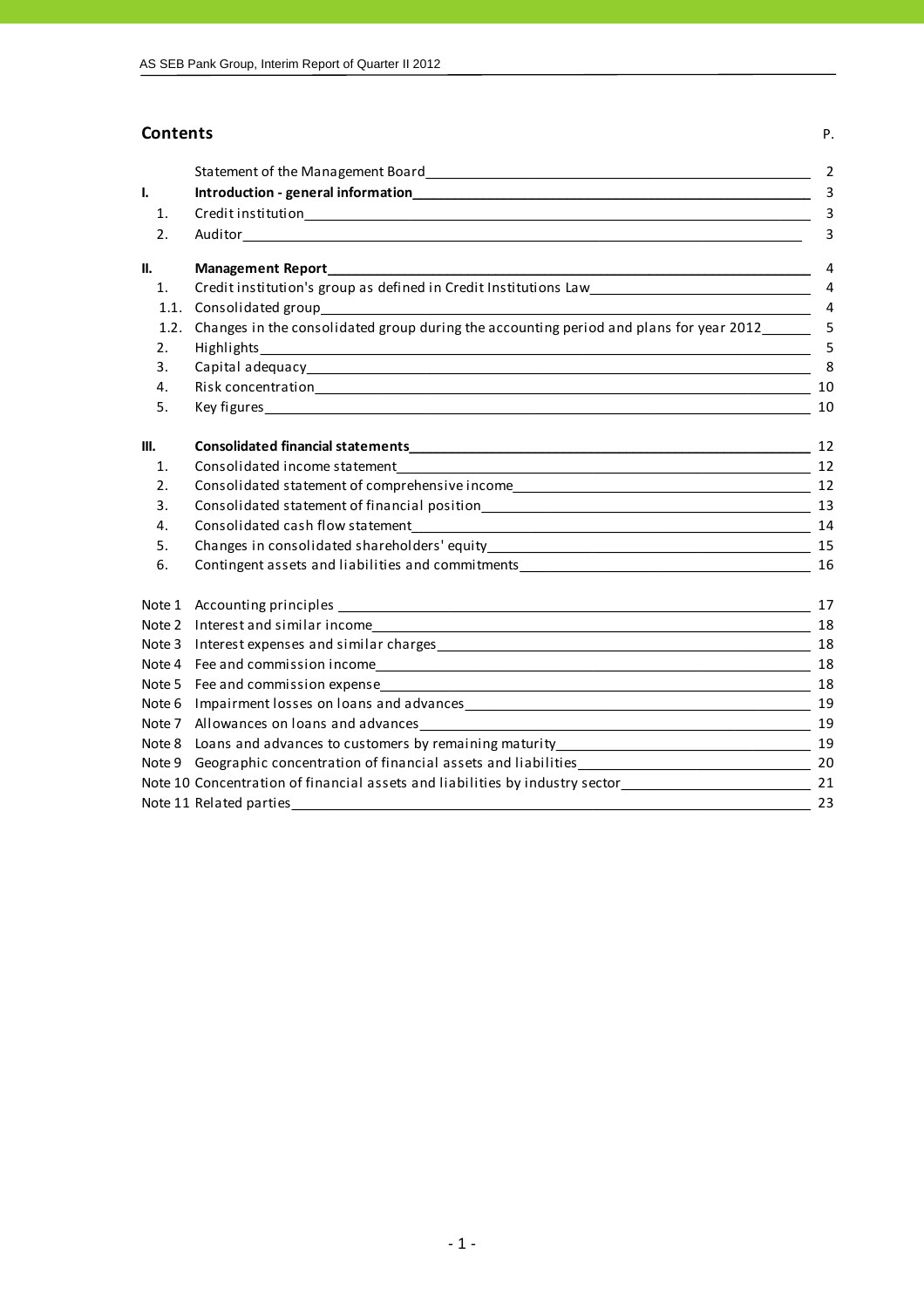## Contents

| | | P. |
|---|---|---|
| | Statement of the Management Board | 2 |
| **I.** | **Introduction - general information** | 3 |
| 1. | Credit institution | 3 |
| 2. | Auditor | 3 |
| **II.** | **Management Report** | 4 |
| 1. | Credit institution's group as defined in Credit Institutions Law | 4 |
| 1.1. | Consolidated group | 4 |
| 1.2. | Changes in the consolidated group during the accounting period and plans for year 2012 | 5 |
| 2. | Highlights | 5 |
| 3. | Capital adequacy | 8 |
| 4. | Risk concentration | 10 |
| 5. | Key figures | 10 |
| **III.** | **Consolidated financial statements** | 12 |
| 1. | Consolidated income statement | 12 |
| 2. | Consolidated statement of comprehensive income | 12 |
| 3. | Consolidated statement of financial position | 13 |
| 4. | Consolidated cash flow statement | 14 |
| 5. | Changes in consolidated shareholders' equity | 15 |
| 6. | Contingent assets and liabilities and commitments | 16 |
| Note 1 | Accounting principles | 17 |
| Note 2 | Interest and similar income | 18 |
| Note 3 | Interest expenses and similar charges | 18 |
| Note 4 | Fee and commission income | 18 |
| Note 5 | Fee and commission expense | 18 |
| Note 6 | Impairment losses on loans and advances | 19 |
| Note 7 | Allowances on loans and advances | 19 |
| Note 8 | Loans and advances to customers by remaining maturity | 19 |
| Note 9 | Geographic concentration of financial assets and liabilities | 20 |
| Note 10 | Concentration of financial assets and liabilities by industry sector | 21 |
| Note 11 | Related parties | 23 |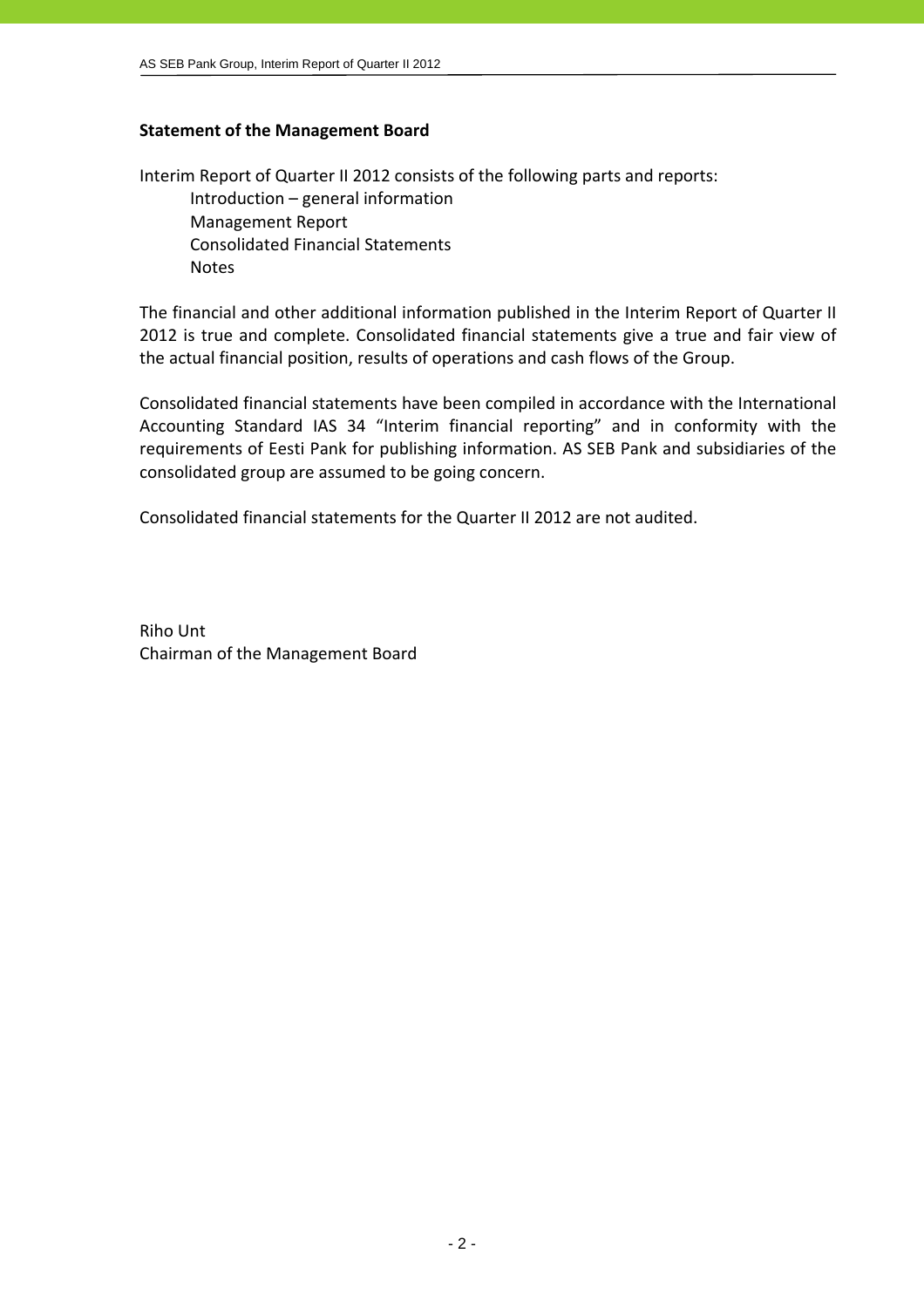**Statement of the Management Board**

Interim Report of Quarter II 2012 consists of the following parts and reports:

- Introduction – general information
- Management Report
- Consolidated Financial Statements
- Notes

The financial and other additional information published in the Interim Report of Quarter II 2012 is true and complete. Consolidated financial statements give a true and fair view of the actual financial position, results of operations and cash flows of the Group.

Consolidated financial statements have been compiled in accordance with the International Accounting Standard IAS 34 "Interim financial reporting" and in conformity with the requirements of Eesti Pank for publishing information. AS SEB Pank and subsidiaries of the consolidated group are assumed to be going concern.

Consolidated financial statements for the Quarter II 2012 are not audited.

Riho Unt
Chairman of the Management Board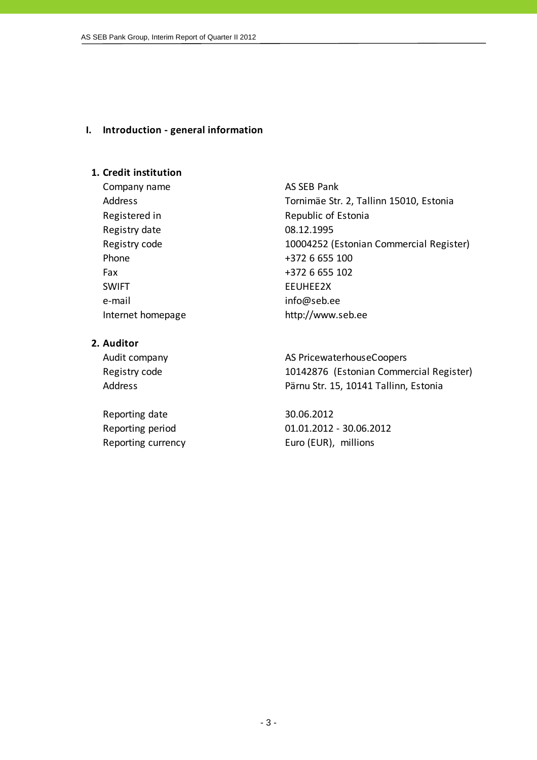# I. Introduction - general information

## 1. Credit institution

| | |
|---|---|
| Company name | AS SEB Pank |
| Address | Tornimäe Str. 2, Tallinn 15010, Estonia |
| Registered in | Republic of Estonia |
| Registry date | 08.12.1995 |
| Registry code | 10004252 (Estonian Commercial Register) |
| Phone | +372 6 655 100 |
| Fax | +372 6 655 102 |
| SWIFT | EEUHEE2X |
| e-mail | info@seb.ee |
| Internet homepage | http://www.seb.ee |

## 2. Auditor

| | |
|---|---|
| Audit company | AS PricewaterhouseCoopers |
| Registry code | 10142876 (Estonian Commercial Register) |
| Address | Pärnu Str. 15, 10141 Tallinn, Estonia |

| | |
|---|---|
| Reporting date | 30.06.2012 |
| Reporting period | 01.01.2012 - 30.06.2012 |
| Reporting currency | Euro (EUR), millions |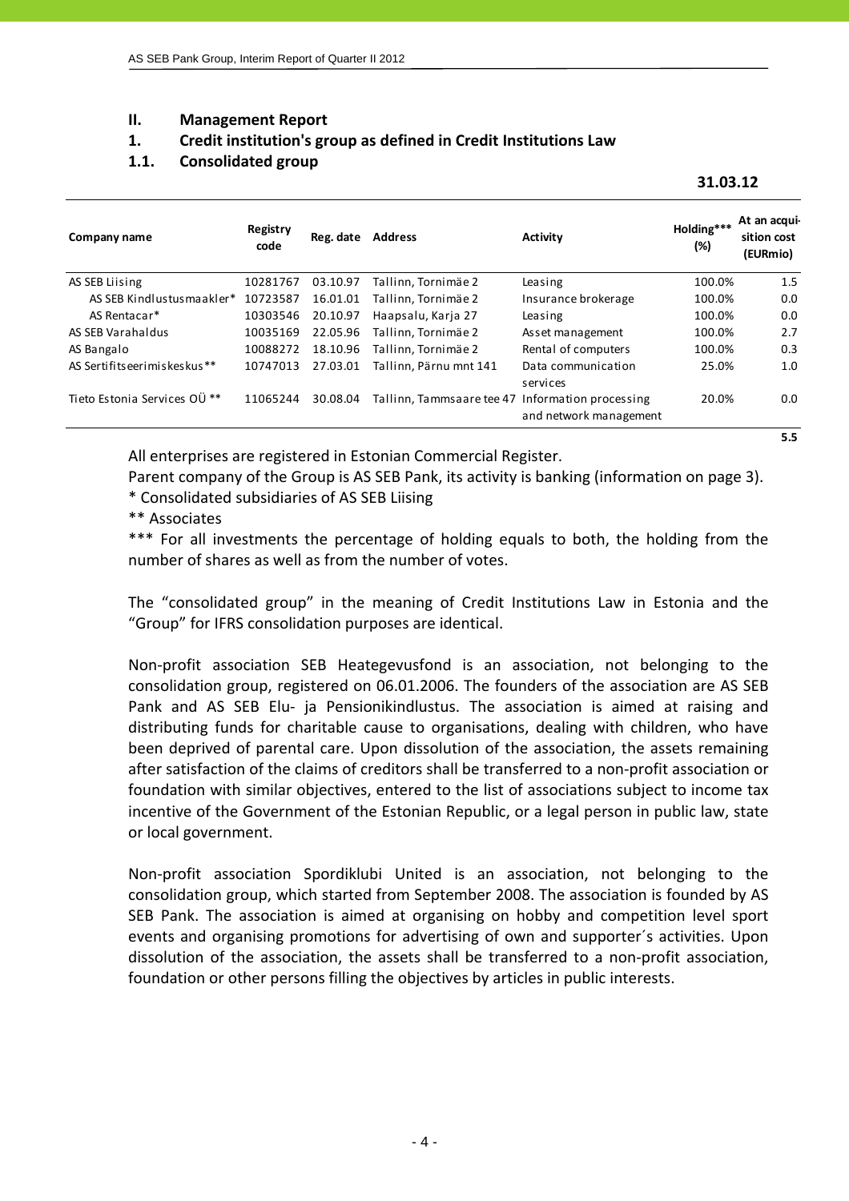# II. Management Report

## 1. Credit institution's group as defined in Credit Institutions Law

### 1.1. Consolidated group

**31.03.12**

| Company name | Registry code | Reg. date | Address | Activity | Holding*** (%) | At an acquisition cost (EURmio) |
|---|---|---|---|---|---|---|
| AS SEB Liising | 10281767 | 03.10.97 | Tallinn, Tornimäe 2 | Leasing | 100.0% | 1.5 |
| AS SEB Kindlustusmaakler* | 10723587 | 16.01.01 | Tallinn, Tornimäe 2 | Insurance brokerage | 100.0% | 0.0 |
| AS Rentacar* | 10303546 | 20.10.97 | Haapsalu, Karja 27 | Leasing | 100.0% | 0.0 |
| AS SEB Varahaldus | 10035169 | 22.05.96 | Tallinn, Tornimäe 2 | Asset management | 100.0% | 2.7 |
| AS Bangalo | 10088272 | 18.10.96 | Tallinn, Tornimäe 2 | Rental of computers | 100.0% | 0.3 |
| AS Sertifitseerimiskeskus** | 10747013 | 27.03.01 | Tallinn, Pärnu mnt 141 | Data communication services | 25.0% | 1.0 |
| Tieto Estonia Services OÜ ** | 11065244 | 30.08.04 | Tallinn, Tammsaare tee 47 | Information processing and network management | 20.0% | 0.0 |
| | | | | | | **5.5** |

All enterprises are registered in Estonian Commercial Register.

Parent company of the Group is AS SEB Pank, its activity is banking (information on page 3).

* Consolidated subsidiaries of AS SEB Liising

** Associates

*** For all investments the percentage of holding equals to both, the holding from the number of shares as well as from the number of votes.

The "consolidated group" in the meaning of Credit Institutions Law in Estonia and the "Group" for IFRS consolidation purposes are identical.

Non-profit association SEB Heategevusfond is an association, not belonging to the consolidation group, registered on 06.01.2006. The founders of the association are AS SEB Pank and AS SEB Elu- ja Pensionikindlustus. The association is aimed at raising and distributing funds for charitable cause to organisations, dealing with children, who have been deprived of parental care. Upon dissolution of the association, the assets remaining after satisfaction of the claims of creditors shall be transferred to a non-profit association or foundation with similar objectives, entered to the list of associations subject to income tax incentive of the Government of the Estonian Republic, or a legal person in public law, state or local government.

Non-profit association Spordiklubi United is an association, not belonging to the consolidation group, which started from September 2008. The association is founded by AS SEB Pank. The association is aimed at organising on hobby and competition level sport events and organising promotions for advertising of own and supporter´s activities. Upon dissolution of the association, the assets shall be transferred to a non-profit association, foundation or other persons filling the objectives by articles in public interests.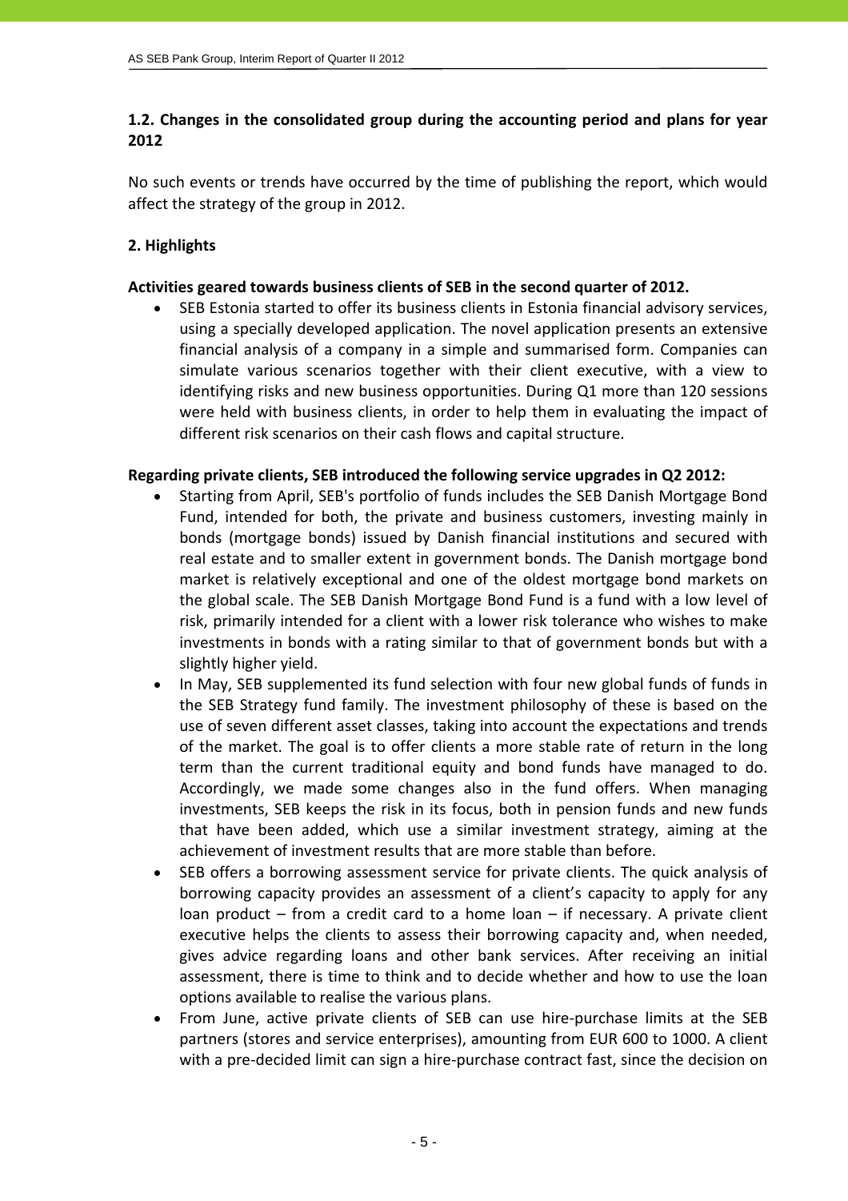## 1.2. Changes in the consolidated group during the accounting period and plans for year 2012

No such events or trends have occurred by the time of publishing the report, which would affect the strategy of the group in 2012.

## 2. Highlights

**Activities geared towards business clients of SEB in the second quarter of 2012.**

- SEB Estonia started to offer its business clients in Estonia financial advisory services, using a specially developed application. The novel application presents an extensive financial analysis of a company in a simple and summarised form. Companies can simulate various scenarios together with their client executive, with a view to identifying risks and new business opportunities. During Q1 more than 120 sessions were held with business clients, in order to help them in evaluating the impact of different risk scenarios on their cash flows and capital structure.

**Regarding private clients, SEB introduced the following service upgrades in Q2 2012:**

- Starting from April, SEB's portfolio of funds includes the SEB Danish Mortgage Bond Fund, intended for both, the private and business customers, investing mainly in bonds (mortgage bonds) issued by Danish financial institutions and secured with real estate and to smaller extent in government bonds. The Danish mortgage bond market is relatively exceptional and one of the oldest mortgage bond markets on the global scale. The SEB Danish Mortgage Bond Fund is a fund with a low level of risk, primarily intended for a client with a lower risk tolerance who wishes to make investments in bonds with a rating similar to that of government bonds but with a slightly higher yield.
- In May, SEB supplemented its fund selection with four new global funds of funds in the SEB Strategy fund family. The investment philosophy of these is based on the use of seven different asset classes, taking into account the expectations and trends of the market. The goal is to offer clients a more stable rate of return in the long term than the current traditional equity and bond funds have managed to do. Accordingly, we made some changes also in the fund offers. When managing investments, SEB keeps the risk in its focus, both in pension funds and new funds that have been added, which use a similar investment strategy, aiming at the achievement of investment results that are more stable than before.
- SEB offers a borrowing assessment service for private clients. The quick analysis of borrowing capacity provides an assessment of a client's capacity to apply for any loan product – from a credit card to a home loan – if necessary. A private client executive helps the clients to assess their borrowing capacity and, when needed, gives advice regarding loans and other bank services. After receiving an initial assessment, there is time to think and to decide whether and how to use the loan options available to realise the various plans.
- From June, active private clients of SEB can use hire-purchase limits at the SEB partners (stores and service enterprises), amounting from EUR 600 to 1000. A client with a pre-decided limit can sign a hire-purchase contract fast, since the decision on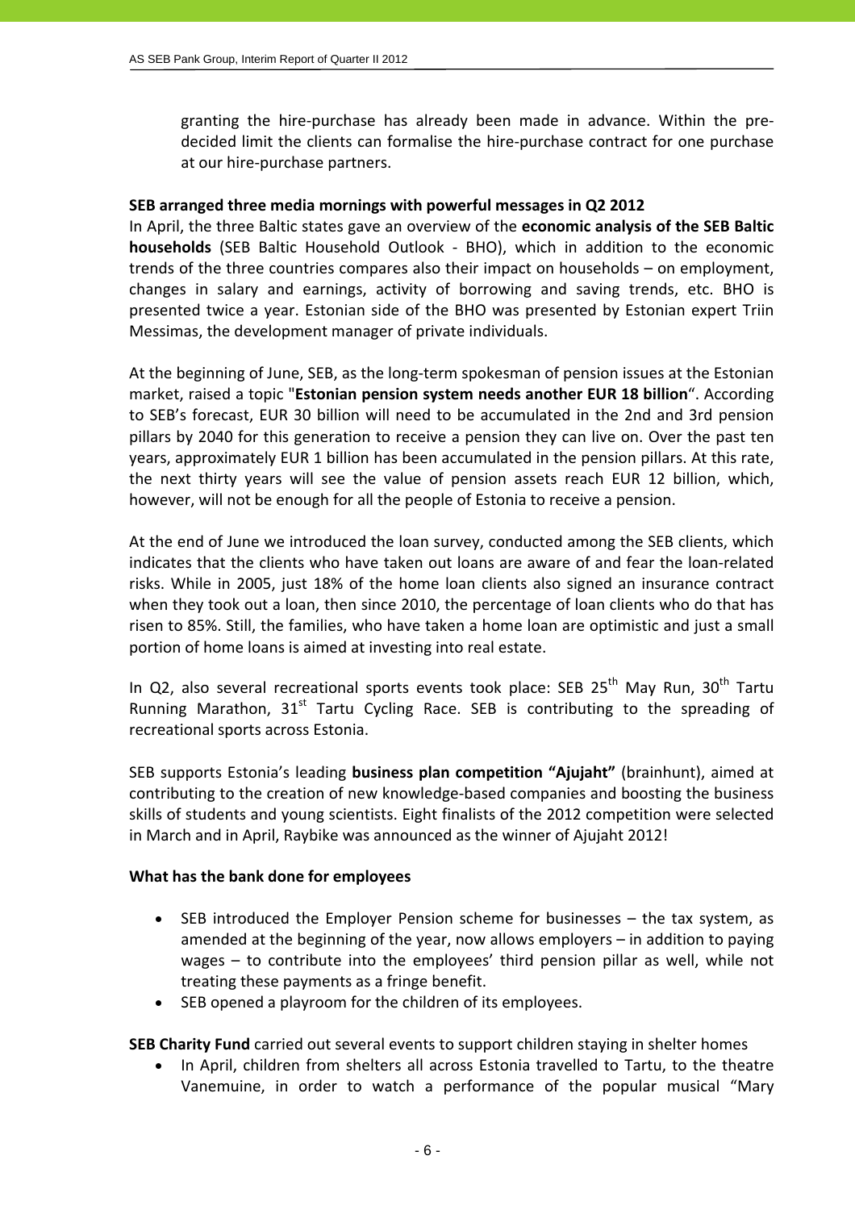granting the hire-purchase has already been made in advance. Within the pre-decided limit the clients can formalise the hire-purchase contract for one purchase at our hire-purchase partners.

**SEB arranged three media mornings with powerful messages in Q2 2012**

In April, the three Baltic states gave an overview of the **economic analysis of the SEB Baltic households** (SEB Baltic Household Outlook - BHO), which in addition to the economic trends of the three countries compares also their impact on households – on employment, changes in salary and earnings, activity of borrowing and saving trends, etc. BHO is presented twice a year. Estonian side of the BHO was presented by Estonian expert Triin Messimas, the development manager of private individuals.

At the beginning of June, SEB, as the long-term spokesman of pension issues at the Estonian market, raised a topic "**Estonian pension system needs another EUR 18 billion**". According to SEB's forecast, EUR 30 billion will need to be accumulated in the 2nd and 3rd pension pillars by 2040 for this generation to receive a pension they can live on. Over the past ten years, approximately EUR 1 billion has been accumulated in the pension pillars. At this rate, the next thirty years will see the value of pension assets reach EUR 12 billion, which, however, will not be enough for all the people of Estonia to receive a pension.

At the end of June we introduced the loan survey, conducted among the SEB clients, which indicates that the clients who have taken out loans are aware of and fear the loan-related risks. While in 2005, just 18% of the home loan clients also signed an insurance contract when they took out a loan, then since 2010, the percentage of loan clients who do that has risen to 85%. Still, the families, who have taken a home loan are optimistic and just a small portion of home loans is aimed at investing into real estate.

In Q2, also several recreational sports events took place: SEB 25th May Run, 30th Tartu Running Marathon, 31st Tartu Cycling Race. SEB is contributing to the spreading of recreational sports across Estonia.

SEB supports Estonia's leading **business plan competition "Ajujaht"** (brainhunt), aimed at contributing to the creation of new knowledge-based companies and boosting the business skills of students and young scientists. Eight finalists of the 2012 competition were selected in March and in April, Raybike was announced as the winner of Ajujaht 2012!

**What has the bank done for employees**

- SEB introduced the Employer Pension scheme for businesses – the tax system, as amended at the beginning of the year, now allows employers – in addition to paying wages – to contribute into the employees' third pension pillar as well, while not treating these payments as a fringe benefit.
- SEB opened a playroom for the children of its employees.

**SEB Charity Fund** carried out several events to support children staying in shelter homes

- In April, children from shelters all across Estonia travelled to Tartu, to the theatre Vanemuine, in order to watch a performance of the popular musical "Mary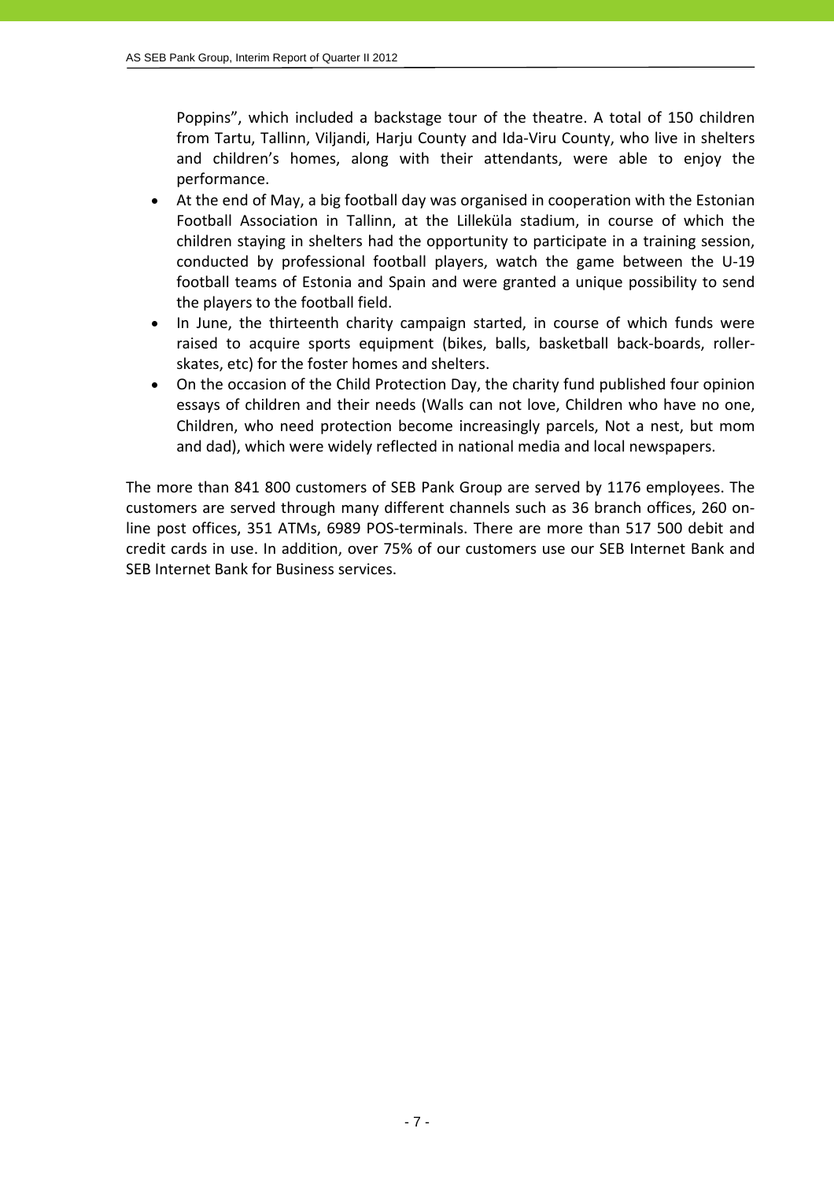Poppins", which included a backstage tour of the theatre. A total of 150 children from Tartu, Tallinn, Viljandi, Harju County and Ida-Viru County, who live in shelters and children's homes, along with their attendants, were able to enjoy the performance.

- At the end of May, a big football day was organised in cooperation with the Estonian Football Association in Tallinn, at the Lilleküla stadium, in course of which the children staying in shelters had the opportunity to participate in a training session, conducted by professional football players, watch the game between the U-19 football teams of Estonia and Spain and were granted a unique possibility to send the players to the football field.
- In June, the thirteenth charity campaign started, in course of which funds were raised to acquire sports equipment (bikes, balls, basketball back-boards, roller-skates, etc) for the foster homes and shelters.
- On the occasion of the Child Protection Day, the charity fund published four opinion essays of children and their needs (Walls can not love, Children who have no one, Children, who need protection become increasingly parcels, Not a nest, but mom and dad), which were widely reflected in national media and local newspapers.

The more than 841 800 customers of SEB Pank Group are served by 1176 employees. The customers are served through many different channels such as 36 branch offices, 260 on-line post offices, 351 ATMs, 6989 POS-terminals. There are more than 517 500 debit and credit cards in use. In addition, over 75% of our customers use our SEB Internet Bank and SEB Internet Bank for Business services.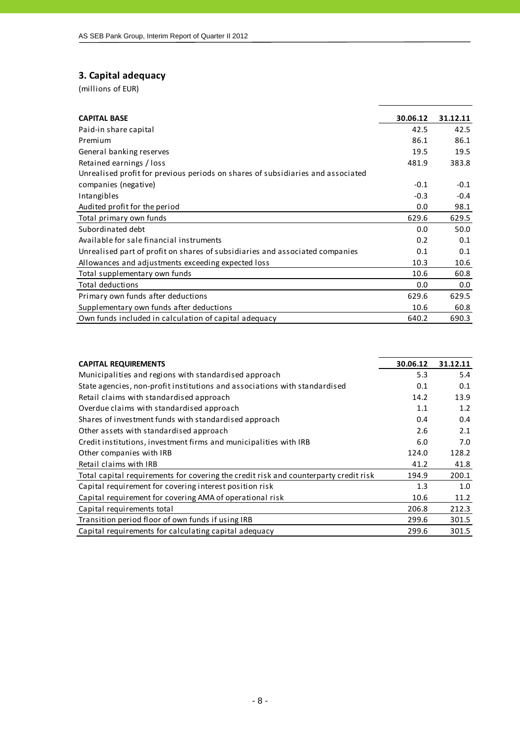## 3. Capital adequacy

(millions of EUR)

| CAPITAL BASE | 30.06.12 | 31.12.11 |
|---|---|---|
| Paid-in share capital | 42.5 | 42.5 |
| Premium | 86.1 | 86.1 |
| General banking reserves | 19.5 | 19.5 |
| Retained earnings / loss | 481.9 | 383.8 |
| Unrealised profit for previous periods on shares of subsidiaries and associated companies (negative) | -0.1 | -0.1 |
| Intangibles | -0.3 | -0.4 |
| Audited profit for the period | 0.0 | 98.1 |
| Total primary own funds | 629.6 | 629.5 |
| Subordinated debt | 0.0 | 50.0 |
| Available for sale financial instruments | 0.2 | 0.1 |
| Unrealised part of profit on shares of subsidiaries and associated companies | 0.1 | 0.1 |
| Allowances and adjustments exceeding expected loss | 10.3 | 10.6 |
| Total supplementary own funds | 10.6 | 60.8 |
| Total deductions | 0.0 | 0.0 |
| Primary own funds after deductions | 629.6 | 629.5 |
| Supplementary own funds after deductions | 10.6 | 60.8 |
| Own funds included in calculation of capital adequacy | 640.2 | 690.3 |

| CAPITAL REQUIREMENTS | 30.06.12 | 31.12.11 |
|---|---|---|
| Municipalities and regions with standardised approach | 5.3 | 5.4 |
| State agencies, non-profit institutions and associations with standardised | 0.1 | 0.1 |
| Retail claims with standardised approach | 14.2 | 13.9 |
| Overdue claims with standardised approach | 1.1 | 1.2 |
| Shares of investment funds with standardised approach | 0.4 | 0.4 |
| Other assets with standardised approach | 2.6 | 2.1 |
| Credit institutions, investment firms and municipalities with IRB | 6.0 | 7.0 |
| Other companies with IRB | 124.0 | 128.2 |
| Retail claims with IRB | 41.2 | 41.8 |
| Total capital requirements for covering the credit risk and counterparty credit risk | 194.9 | 200.1 |
| Capital requirement for covering interest position risk | 1.3 | 1.0 |
| Capital requirement for covering AMA of operational risk | 10.6 | 11.2 |
| Capital requirements total | 206.8 | 212.3 |
| Transition period floor of own funds if using IRB | 299.6 | 301.5 |
| Capital requirements for calculating capital adequacy | 299.6 | 301.5 |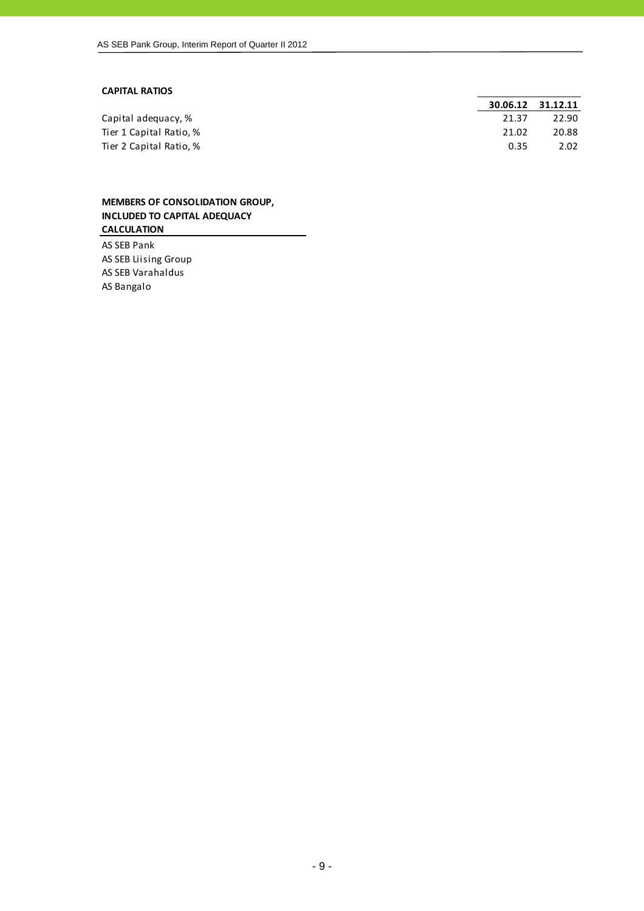**CAPITAL RATIOS**

| | 30.06.12 | 31.12.11 |
|---|---|---|
| Capital adequacy, % | 21.37 | 22.90 |
| Tier 1 Capital Ratio, % | 21.02 | 20.88 |
| Tier 2 Capital Ratio, % | 0.35 | 2.02 |

**MEMBERS OF CONSOLIDATION GROUP, INCLUDED TO CAPITAL ADEQUACY CALCULATION**

AS SEB Pank
AS SEB Liising Group
AS SEB Varahaldus
AS Bangalo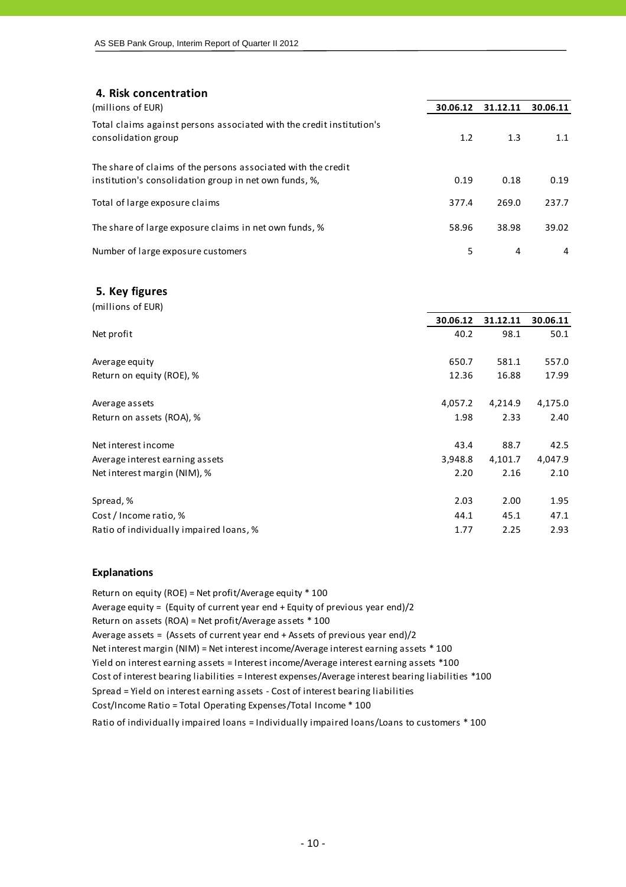## 4. Risk concentration

| (millions of EUR) | 30.06.12 | 31.12.11 | 30.06.11 |
|---|---|---|---|
| Total claims against persons associated with the credit institution's consolidation group | 1.2 | 1.3 | 1.1 |
| The share of claims of the persons associated with the credit institution's consolidation group in net own funds, %, | 0.19 | 0.18 | 0.19 |
| Total of large exposure claims | 377.4 | 269.0 | 237.7 |
| The share of large exposure claims in net own funds, % | 58.96 | 38.98 | 39.02 |
| Number of large exposure customers | 5 | 4 | 4 |

## 5. Key figures

(millions of EUR)

| | 30.06.12 | 31.12.11 | 30.06.11 |
|---|---|---|---|
| Net profit | 40.2 | 98.1 | 50.1 |
| Average equity | 650.7 | 581.1 | 557.0 |
| Return on equity (ROE), % | 12.36 | 16.88 | 17.99 |
| Average assets | 4,057.2 | 4,214.9 | 4,175.0 |
| Return on assets (ROA), % | 1.98 | 2.33 | 2.40 |
| Net interest income | 43.4 | 88.7 | 42.5 |
| Average interest earning assets | 3,948.8 | 4,101.7 | 4,047.9 |
| Net interest margin (NIM), % | 2.20 | 2.16 | 2.10 |
| Spread, % | 2.03 | 2.00 | 1.95 |
| Cost / Income ratio, % | 44.1 | 45.1 | 47.1 |
| Ratio of individually impaired loans, % | 1.77 | 2.25 | 2.93 |

### Explanations

Return on equity (ROE) = Net profit/Average equity * 100

Average equity = (Equity of current year end + Equity of previous year end)/2

Return on assets (ROA) = Net profit/Average assets * 100

Average assets = (Assets of current year end + Assets of previous year end)/2

Net interest margin (NIM) = Net interest income/Average interest earning assets * 100

Yield on interest earning assets = Interest income/Average interest earning assets *100

Cost of interest bearing liabilities = Interest expenses/Average interest bearing liabilities *100

Spread = Yield on interest earning assets - Cost of interest bearing liabilities

Cost/Income Ratio = Total Operating Expenses/Total Income * 100

Ratio of individually impaired loans = Individually impaired loans/Loans to customers * 100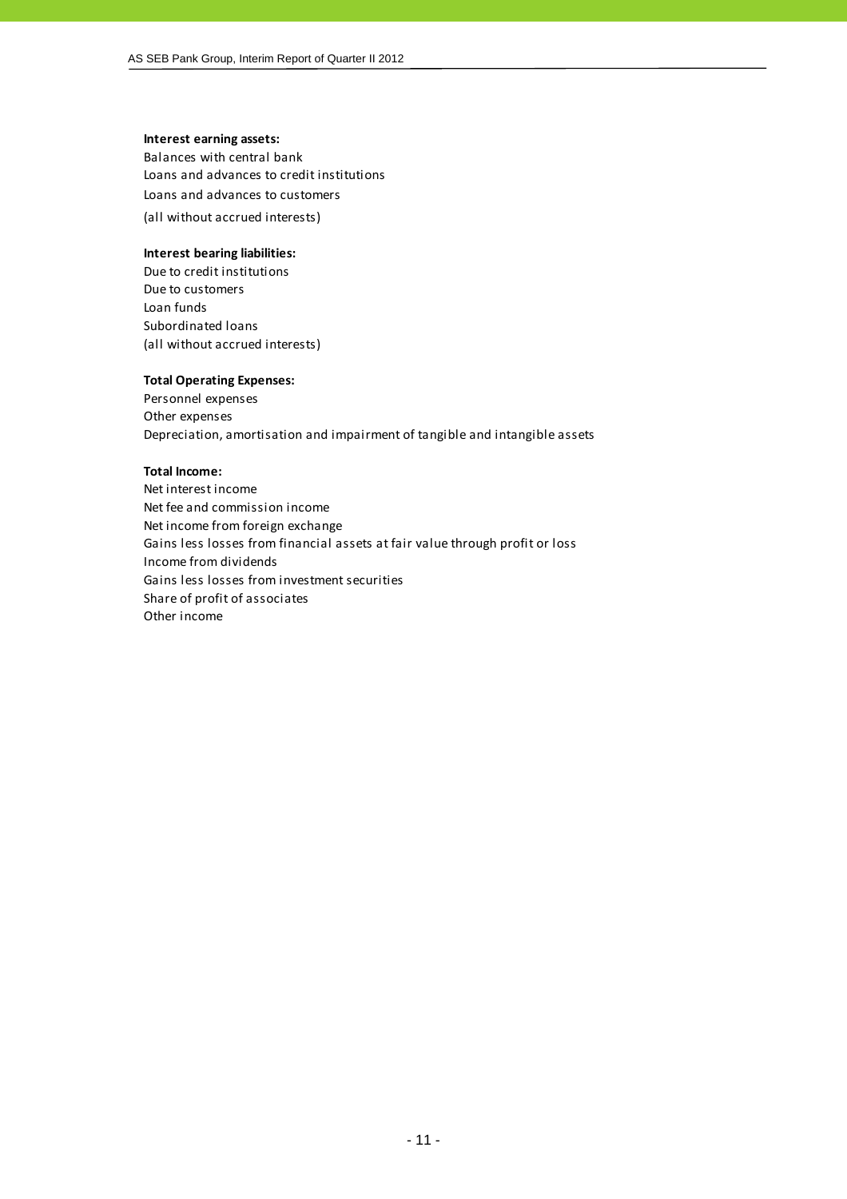**Interest earning assets:**

Balances with central bank
Loans and advances to credit institutions
Loans and advances to customers
(all without accrued interests)

**Interest bearing liabilities:**

Due to credit institutions
Due to customers
Loan funds
Subordinated loans
(all without accrued interests)

**Total Operating Expenses:**

Personnel expenses
Other expenses
Depreciation, amortisation and impairment of tangible and intangible assets

**Total Income:**

Net interest income
Net fee and commission income
Net income from foreign exchange
Gains less losses from financial assets at fair value through profit or loss
Income from dividends
Gains less losses from investment securities
Share of profit of associates
Other income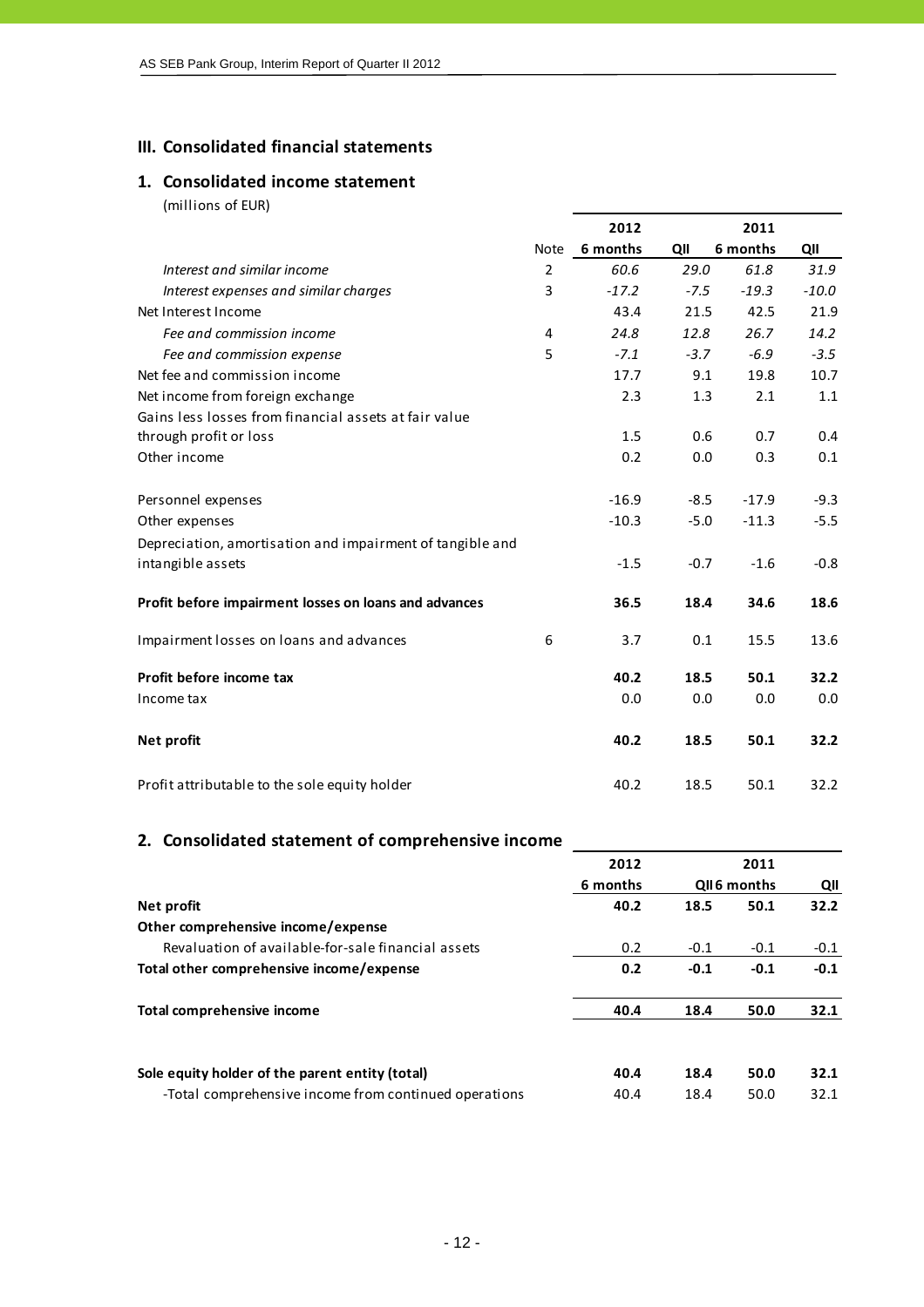## III. Consolidated financial statements

### 1. Consolidated income statement

(millions of EUR)

| | Note | 2012 6 months | 2012 QII | 2011 6 months | 2011 QII |
|---|---|---|---|---|---|
| *Interest and similar income* | 2 | *60.6* | *29.0* | *61.8* | *31.9* |
| *Interest expenses and similar charges* | 3 | *-17.2* | *-7.5* | *-19.3* | *-10.0* |
| Net Interest Income | | 43.4 | 21.5 | 42.5 | 21.9 |
| *Fee and commission income* | 4 | *24.8* | *12.8* | *26.7* | *14.2* |
| *Fee and commission expense* | 5 | *-7.1* | *-3.7* | *-6.9* | *-3.5* |
| Net fee and commission income | | 17.7 | 9.1 | 19.8 | 10.7 |
| Net income from foreign exchange | | 2.3 | 1.3 | 2.1 | 1.1 |
| Gains less losses from financial assets at fair value through profit or loss | | 1.5 | 0.6 | 0.7 | 0.4 |
| Other income | | 0.2 | 0.0 | 0.3 | 0.1 |
| Personnel expenses | | -16.9 | -8.5 | -17.9 | -9.3 |
| Other expenses | | -10.3 | -5.0 | -11.3 | -5.5 |
| Depreciation, amortisation and impairment of tangible and intangible assets | | -1.5 | -0.7 | -1.6 | -0.8 |
| **Profit before impairment losses on loans and advances** | | **36.5** | **18.4** | **34.6** | **18.6** |
| Impairment losses on loans and advances | 6 | 3.7 | 0.1 | 15.5 | 13.6 |
| **Profit before income tax** | | **40.2** | **18.5** | **50.1** | **32.2** |
| Income tax | | 0.0 | 0.0 | 0.0 | 0.0 |
| **Net profit** | | **40.2** | **18.5** | **50.1** | **32.2** |
| Profit attributable to the sole equity holder | | 40.2 | 18.5 | 50.1 | 32.2 |

### 2. Consolidated statement of comprehensive income

| | 2012 6 months | 2012 QII | 2011 6 months | 2011 QII |
|---|---|---|---|---|
| **Net profit** | **40.2** | **18.5** | **50.1** | **32.2** |
| **Other comprehensive income/expense** | | | | |
| Revaluation of available-for-sale financial assets | 0.2 | -0.1 | -0.1 | -0.1 |
| **Total other comprehensive income/expense** | **0.2** | **-0.1** | **-0.1** | **-0.1** |
| **Total comprehensive income** | **40.4** | **18.4** | **50.0** | **32.1** |
| **Sole equity holder of the parent entity (total)** | **40.4** | **18.4** | **50.0** | **32.1** |
| -Total comprehensive income from continued operations | 40.4 | 18.4 | 50.0 | 32.1 |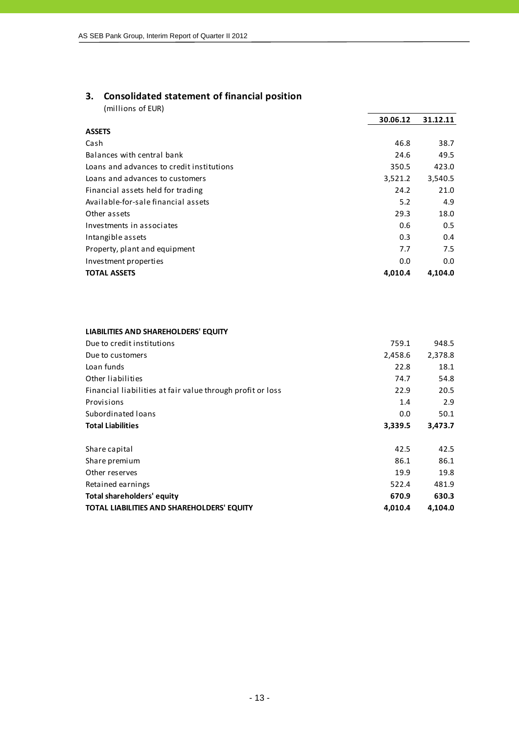## 3. Consolidated statement of financial position

(millions of EUR)

| | 30.06.12 | 31.12.11 |
|---|---|---|
| **ASSETS** | | |
| Cash | 46.8 | 38.7 |
| Balances with central bank | 24.6 | 49.5 |
| Loans and advances to credit institutions | 350.5 | 423.0 |
| Loans and advances to customers | 3,521.2 | 3,540.5 |
| Financial assets held for trading | 24.2 | 21.0 |
| Available-for-sale financial assets | 5.2 | 4.9 |
| Other assets | 29.3 | 18.0 |
| Investments in associates | 0.6 | 0.5 |
| Intangible assets | 0.3 | 0.4 |
| Property, plant and equipment | 7.7 | 7.5 |
| Investment properties | 0.0 | 0.0 |
| **TOTAL ASSETS** | **4,010.4** | **4,104.0** |

| | 30.06.12 | 31.12.11 |
|---|---|---|
| **LIABILITIES AND SHAREHOLDERS' EQUITY** | | |
| Due to credit institutions | 759.1 | 948.5 |
| Due to customers | 2,458.6 | 2,378.8 |
| Loan funds | 22.8 | 18.1 |
| Other liabilities | 74.7 | 54.8 |
| Financial liabilities at fair value through profit or loss | 22.9 | 20.5 |
| Provisions | 1.4 | 2.9 |
| Subordinated loans | 0.0 | 50.1 |
| **Total Liabilities** | **3,339.5** | **3,473.7** |
| | | |
| Share capital | 42.5 | 42.5 |
| Share premium | 86.1 | 86.1 |
| Other reserves | 19.9 | 19.8 |
| Retained earnings | 522.4 | 481.9 |
| **Total shareholders' equity** | **670.9** | **630.3** |
| **TOTAL LIABILITIES AND SHAREHOLDERS' EQUITY** | **4,010.4** | **4,104.0** |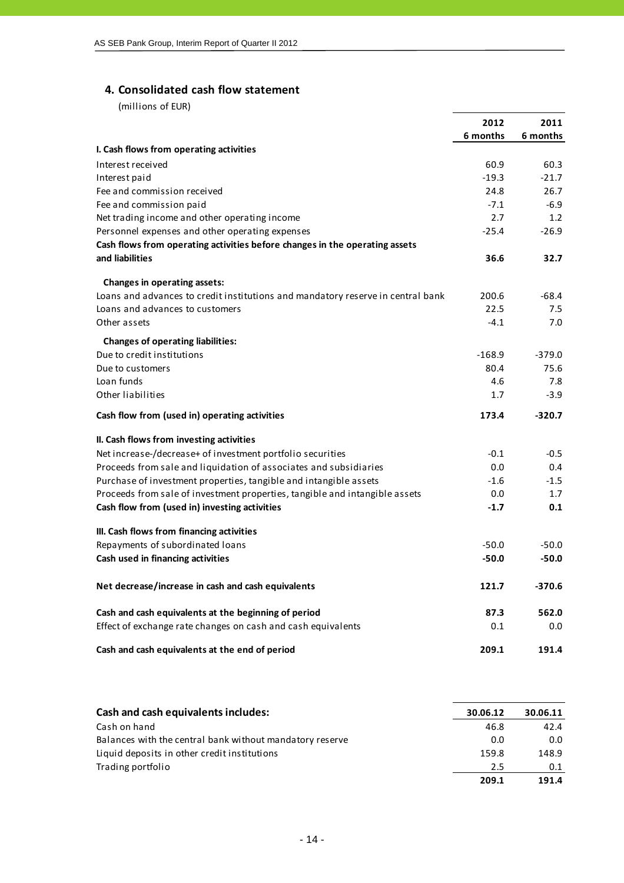## 4. Consolidated cash flow statement

(millions of EUR)

| | 2012 6 months | 2011 6 months |
|---|---|---|
| **I. Cash flows from operating activities** | | |
| Interest received | 60.9 | 60.3 |
| Interest paid | -19.3 | -21.7 |
| Fee and commission received | 24.8 | 26.7 |
| Fee and commission paid | -7.1 | -6.9 |
| Net trading income and other operating income | 2.7 | 1.2 |
| Personnel expenses and other operating expenses | -25.4 | -26.9 |
| **Cash flows from operating activities before changes in the operating assets and liabilities** | **36.6** | **32.7** |
| **Changes in operating assets:** | | |
| Loans and advances to credit institutions and mandatory reserve in central bank | 200.6 | -68.4 |
| Loans and advances to customers | 22.5 | 7.5 |
| Other assets | -4.1 | 7.0 |
| **Changes of operating liabilities:** | | |
| Due to credit institutions | -168.9 | -379.0 |
| Due to customers | 80.4 | 75.6 |
| Loan funds | 4.6 | 7.8 |
| Other liabilities | 1.7 | -3.9 |
| **Cash flow from (used in) operating activities** | **173.4** | **-320.7** |
| **II. Cash flows from investing activities** | | |
| Net increase-/decrease+ of investment portfolio securities | -0.1 | -0.5 |
| Proceeds from sale and liquidation of associates and subsidiaries | 0.0 | 0.4 |
| Purchase of investment properties, tangible and intangible assets | -1.6 | -1.5 |
| Proceeds from sale of investment properties, tangible and intangible assets | 0.0 | 1.7 |
| **Cash flow from (used in) investing activities** | **-1.7** | **0.1** |
| **III. Cash flows from financing activities** | | |
| Repayments of subordinated loans | -50.0 | -50.0 |
| **Cash used in financing activities** | **-50.0** | **-50.0** |
| **Net decrease/increase in cash and cash equivalents** | **121.7** | **-370.6** |
| **Cash and cash equivalents at the beginning of period** | **87.3** | **562.0** |
| Effect of exchange rate changes on cash and cash equivalents | 0.1 | 0.0 |
| **Cash and cash equivalents at the end of period** | **209.1** | **191.4** |

| **Cash and cash equivalents includes:** | 30.06.12 | 30.06.11 |
|---|---|---|
| Cash on hand | 46.8 | 42.4 |
| Balances with the central bank without mandatory reserve | 0.0 | 0.0 |
| Liquid deposits in other credit institutions | 159.8 | 148.9 |
| Trading portfolio | 2.5 | 0.1 |
| | **209.1** | **191.4** |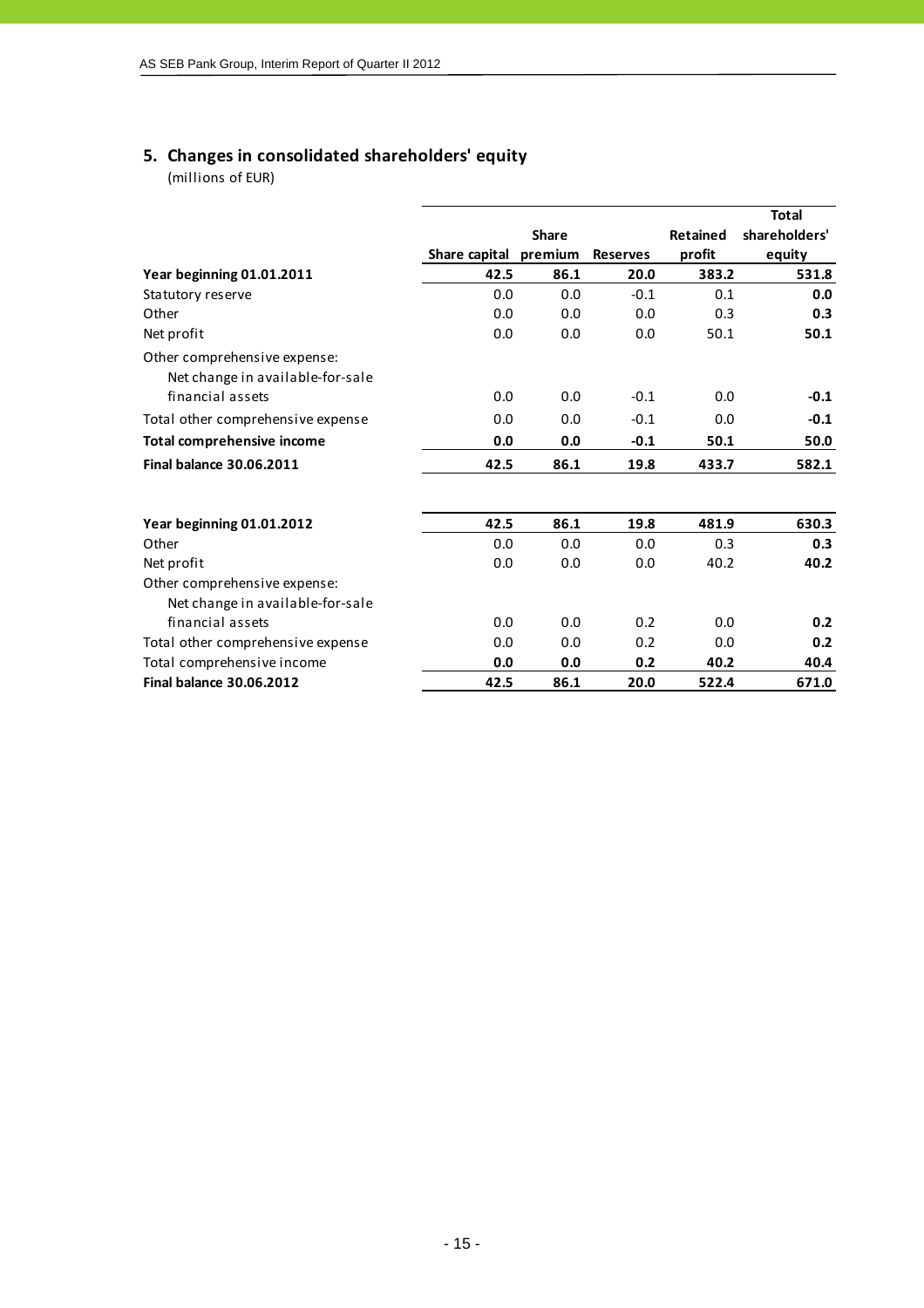## 5. Changes in consolidated shareholders' equity

(millions of EUR)

| | Share capital | Share premium | Reserves | Retained profit | Total shareholders' equity |
|---|---|---|---|---|---|
| **Year beginning 01.01.2011** | **42.5** | **86.1** | **20.0** | **383.2** | **531.8** |
| Statutory reserve | 0.0 | 0.0 | -0.1 | 0.1 | **0.0** |
| Other | 0.0 | 0.0 | 0.0 | 0.3 | **0.3** |
| Net profit | 0.0 | 0.0 | 0.0 | 50.1 | **50.1** |
| Other comprehensive expense: | | | | | |
| Net change in available-for-sale financial assets | 0.0 | 0.0 | -0.1 | 0.0 | **-0.1** |
| Total other comprehensive expense | 0.0 | 0.0 | -0.1 | 0.0 | **-0.1** |
| **Total comprehensive income** | **0.0** | **0.0** | **-0.1** | **50.1** | **50.0** |
| **Final balance 30.06.2011** | **42.5** | **86.1** | **19.8** | **433.7** | **582.1** |
| | | | | | |
| **Year beginning 01.01.2012** | **42.5** | **86.1** | **19.8** | **481.9** | **630.3** |
| Other | 0.0 | 0.0 | 0.0 | 0.3 | **0.3** |
| Net profit | 0.0 | 0.0 | 0.0 | 40.2 | **40.2** |
| Other comprehensive expense: | | | | | |
| Net change in available-for-sale financial assets | 0.0 | 0.0 | 0.2 | 0.0 | **0.2** |
| Total other comprehensive expense | 0.0 | 0.0 | 0.2 | 0.0 | **0.2** |
| Total comprehensive income | **0.0** | **0.0** | **0.2** | **40.2** | **40.4** |
| **Final balance 30.06.2012** | **42.5** | **86.1** | **20.0** | **522.4** | **671.0** |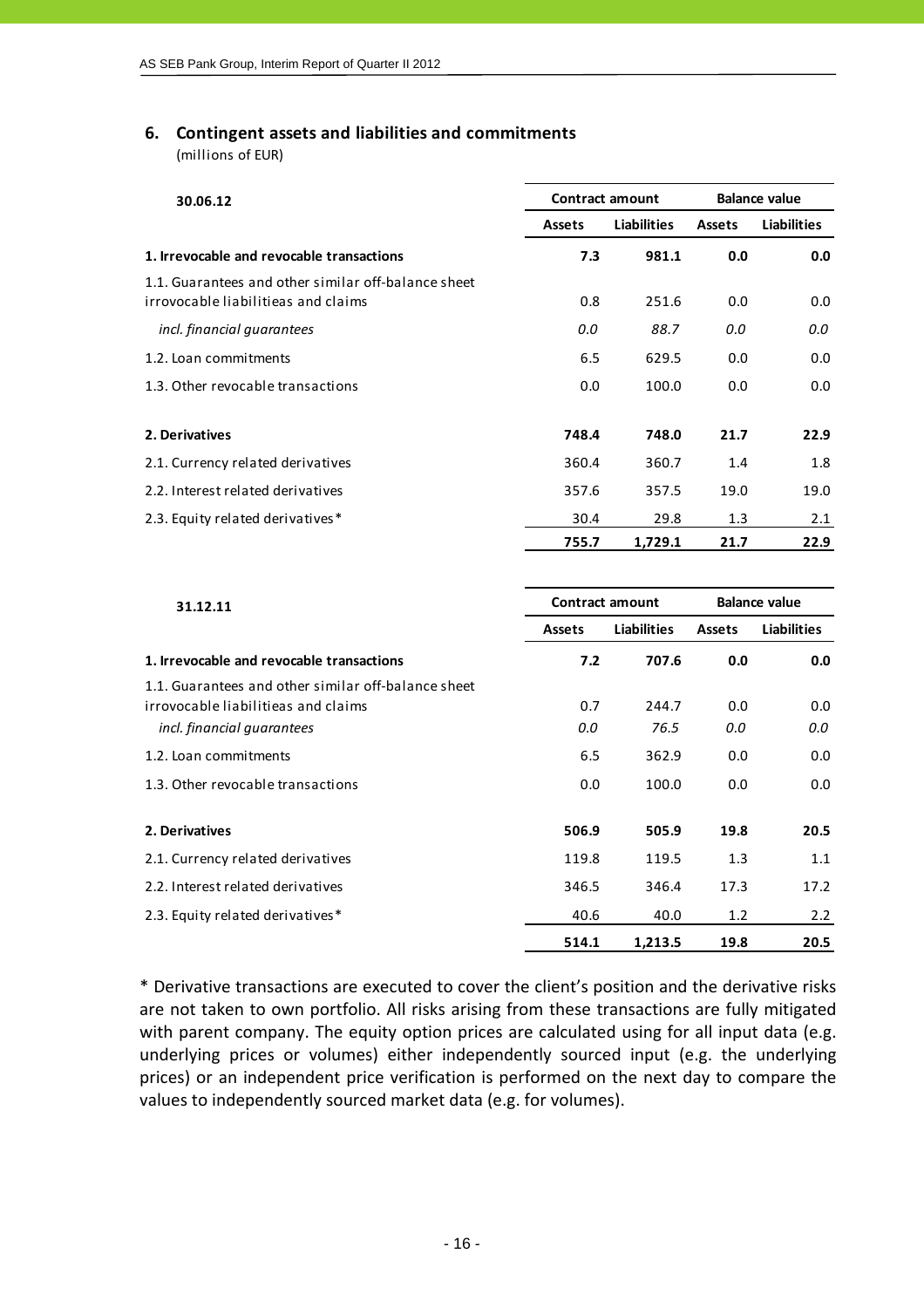## 6. Contingent assets and liabilities and commitments

(millions of EUR)

| 30.06.12 | Contract amount | | Balance value | |
|---|---|---|---|---|
| | Assets | Liabilities | Assets | Liabilities |
| **1. Irrevocable and revocable transactions** | **7.3** | **981.1** | **0.0** | **0.0** |
| 1.1. Guarantees and other similar off-balance sheet irrovocable liabilitieas and claims | 0.8 | 251.6 | 0.0 | 0.0 |
| *incl. financial guarantees* | *0.0* | *88.7* | *0.0* | *0.0* |
| 1.2. Loan commitments | 6.5 | 629.5 | 0.0 | 0.0 |
| 1.3. Other revocable transactions | 0.0 | 100.0 | 0.0 | 0.0 |
| **2. Derivatives** | **748.4** | **748.0** | **21.7** | **22.9** |
| 2.1. Currency related derivatives | 360.4 | 360.7 | 1.4 | 1.8 |
| 2.2. Interest related derivatives | 357.6 | 357.5 | 19.0 | 19.0 |
| 2.3. Equity related derivatives* | 30.4 | 29.8 | 1.3 | 2.1 |
| | **755.7** | **1,729.1** | **21.7** | **22.9** |

| 31.12.11 | Contract amount | | Balance value | |
|---|---|---|---|---|
| | Assets | Liabilities | Assets | Liabilities |
| **1. Irrevocable and revocable transactions** | **7.2** | **707.6** | **0.0** | **0.0** |
| 1.1. Guarantees and other similar off-balance sheet irrovocable liabilitieas and claims | 0.7 | 244.7 | 0.0 | 0.0 |
| *incl. financial guarantees* | *0.0* | *76.5* | *0.0* | *0.0* |
| 1.2. Loan commitments | 6.5 | 362.9 | 0.0 | 0.0 |
| 1.3. Other revocable transactions | 0.0 | 100.0 | 0.0 | 0.0 |
| **2. Derivatives** | **506.9** | **505.9** | **19.8** | **20.5** |
| 2.1. Currency related derivatives | 119.8 | 119.5 | 1.3 | 1.1 |
| 2.2. Interest related derivatives | 346.5 | 346.4 | 17.3 | 17.2 |
| 2.3. Equity related derivatives* | 40.6 | 40.0 | 1.2 | 2.2 |
| | **514.1** | **1,213.5** | **19.8** | **20.5** |

* Derivative transactions are executed to cover the client's position and the derivative risks are not taken to own portfolio. All risks arising from these transactions are fully mitigated with parent company. The equity option prices are calculated using for all input data (e.g. underlying prices or volumes) either independently sourced input (e.g. the underlying prices) or an independent price verification is performed on the next day to compare the values to independently sourced market data (e.g. for volumes).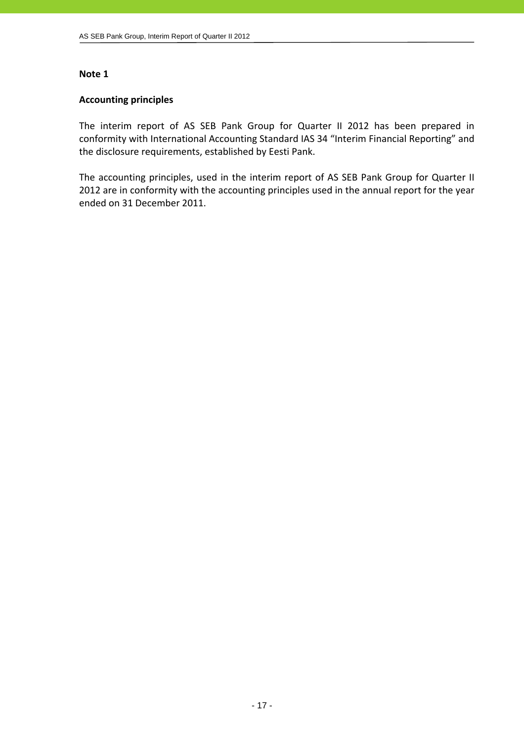**Note 1**

**Accounting principles**

The interim report of AS SEB Pank Group for Quarter II 2012 has been prepared in conformity with International Accounting Standard IAS 34 "Interim Financial Reporting" and the disclosure requirements, established by Eesti Pank.

The accounting principles, used in the interim report of AS SEB Pank Group for Quarter II 2012 are in conformity with the accounting principles used in the annual report for the year ended on 31 December 2011.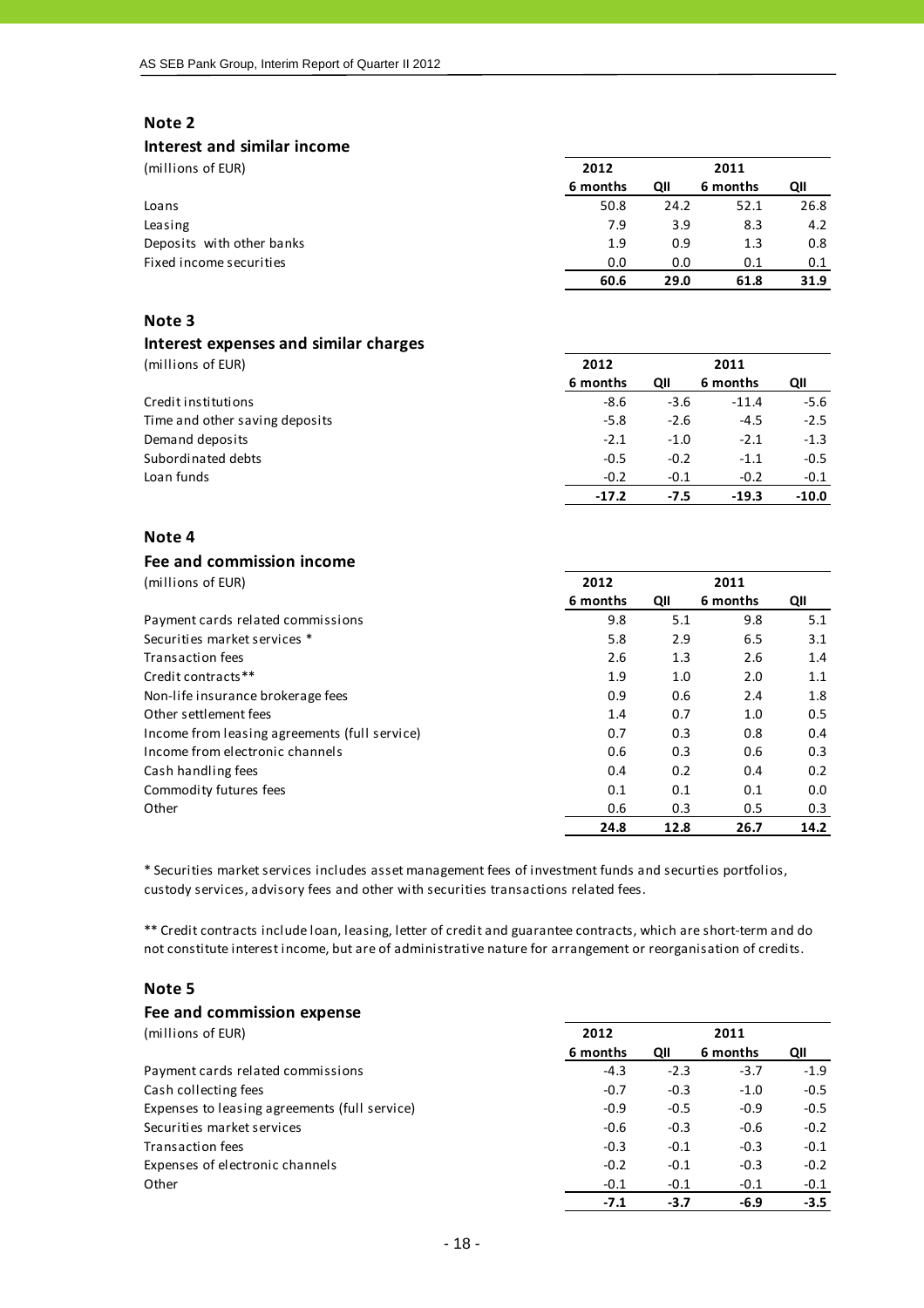## Note 2

### Interest and similar income

| (millions of EUR) | 2012 | | 2011 | |
|---|---|---|---|---|
| | 6 months | QII | 6 months | QII |
| Loans | 50.8 | 24.2 | 52.1 | 26.8 |
| Leasing | 7.9 | 3.9 | 8.3 | 4.2 |
| Deposits with other banks | 1.9 | 0.9 | 1.3 | 0.8 |
| Fixed income securities | 0.0 | 0.0 | 0.1 | 0.1 |
| | **60.6** | **29.0** | **61.8** | **31.9** |

## Note 3

### Interest expenses and similar charges

| (millions of EUR) | 2012 | | 2011 | |
|---|---|---|---|---|
| | 6 months | QII | 6 months | QII |
| Credit institutions | -8.6 | -3.6 | -11.4 | -5.6 |
| Time and other saving deposits | -5.8 | -2.6 | -4.5 | -2.5 |
| Demand deposits | -2.1 | -1.0 | -2.1 | -1.3 |
| Subordinated debts | -0.5 | -0.2 | -1.1 | -0.5 |
| Loan funds | -0.2 | -0.1 | -0.2 | -0.1 |
| | **-17.2** | **-7.5** | **-19.3** | **-10.0** |

## Note 4

### Fee and commission income

| (millions of EUR) | 2012 | | 2011 | |
|---|---|---|---|---|
| | 6 months | QII | 6 months | QII |
| Payment cards related commissions | 9.8 | 5.1 | 9.8 | 5.1 |
| Securities market services * | 5.8 | 2.9 | 6.5 | 3.1 |
| Transaction fees | 2.6 | 1.3 | 2.6 | 1.4 |
| Credit contracts** | 1.9 | 1.0 | 2.0 | 1.1 |
| Non-life insurance brokerage fees | 0.9 | 0.6 | 2.4 | 1.8 |
| Other settlement fees | 1.4 | 0.7 | 1.0 | 0.5 |
| Income from leasing agreements (full service) | 0.7 | 0.3 | 0.8 | 0.4 |
| Income from electronic channels | 0.6 | 0.3 | 0.6 | 0.3 |
| Cash handling fees | 0.4 | 0.2 | 0.4 | 0.2 |
| Commodity futures fees | 0.1 | 0.1 | 0.1 | 0.0 |
| Other | 0.6 | 0.3 | 0.5 | 0.3 |
| | **24.8** | **12.8** | **26.7** | **14.2** |

* Securities market services includes asset management fees of investment funds and securties portfolios, custody services, advisory fees and other with securities transactions related fees.

** Credit contracts include loan, leasing, letter of credit and guarantee contracts, which are short-term and do not constitute interest income, but are of administrative nature for arrangement or reorganisation of credits.

## Note 5

### Fee and commission expense

| (millions of EUR) | 2012 | | 2011 | |
|---|---|---|---|---|
| | 6 months | QII | 6 months | QII |
| Payment cards related commissions | -4.3 | -2.3 | -3.7 | -1.9 |
| Cash collecting fees | -0.7 | -0.3 | -1.0 | -0.5 |
| Expenses to leasing agreements (full service) | -0.9 | -0.5 | -0.9 | -0.5 |
| Securities market services | -0.6 | -0.3 | -0.6 | -0.2 |
| Transaction fees | -0.3 | -0.1 | -0.3 | -0.1 |
| Expenses of electronic channels | -0.2 | -0.1 | -0.3 | -0.2 |
| Other | -0.1 | -0.1 | -0.1 | -0.1 |
| | **-7.1** | **-3.7** | **-6.9** | **-3.5** |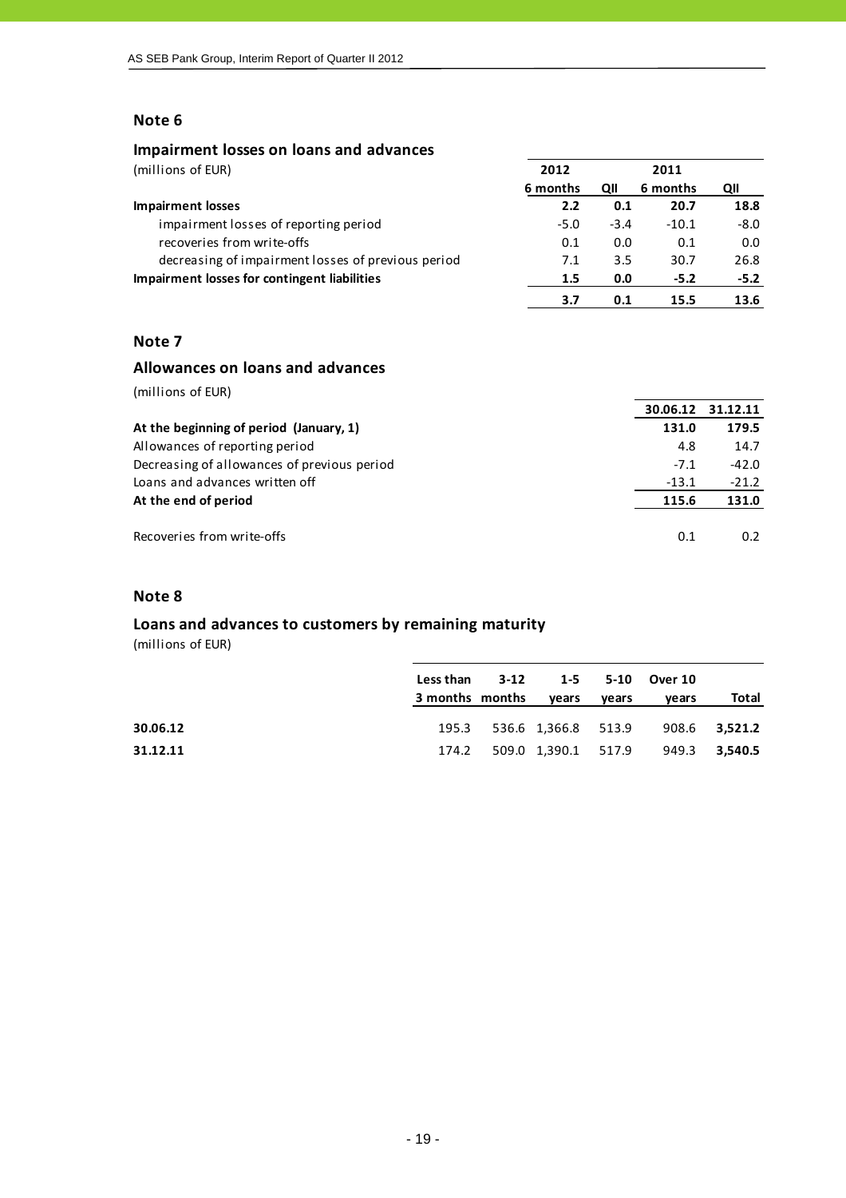## Note 6

### Impairment losses on loans and advances

(millions of EUR)

| | 2012 | | 2011 | |
|---|---|---|---|---|
| | 6 months | QII | 6 months | QII |
| **Impairment losses** | **2.2** | **0.1** | **20.7** | **18.8** |
| impairment losses of reporting period | -5.0 | -3.4 | -10.1 | -8.0 |
| recoveries from write-offs | 0.1 | 0.0 | 0.1 | 0.0 |
| decreasing of impairment losses of previous period | 7.1 | 3.5 | 30.7 | 26.8 |
| **Impairment losses for contingent liabilities** | **1.5** | **0.0** | **-5.2** | **-5.2** |
| | **3.7** | **0.1** | **15.5** | **13.6** |

## Note 7

### Allowances on loans and advances

(millions of EUR)

| | 30.06.12 | 31.12.11 |
|---|---|---|
| **At the beginning of period (January, 1)** | **131.0** | **179.5** |
| Allowances of reporting period | 4.8 | 14.7 |
| Decreasing of allowances of previous period | -7.1 | -42.0 |
| Loans and advances written off | -13.1 | -21.2 |
| **At the end of period** | **115.6** | **131.0** |
| | | |
| Recoveries from write-offs | 0.1 | 0.2 |

## Note 8

### Loans and advances to customers by remaining maturity

(millions of EUR)

| | Less than 3 months | 3-12 months | 1-5 years | 5-10 years | Over 10 years | Total |
|---|---|---|---|---|---|---|
| **30.06.12** | 195.3 | 536.6 | 1,366.8 | 513.9 | 908.6 | **3,521.2** |
| **31.12.11** | 174.2 | 509.0 | 1,390.1 | 517.9 | 949.3 | **3,540.5** |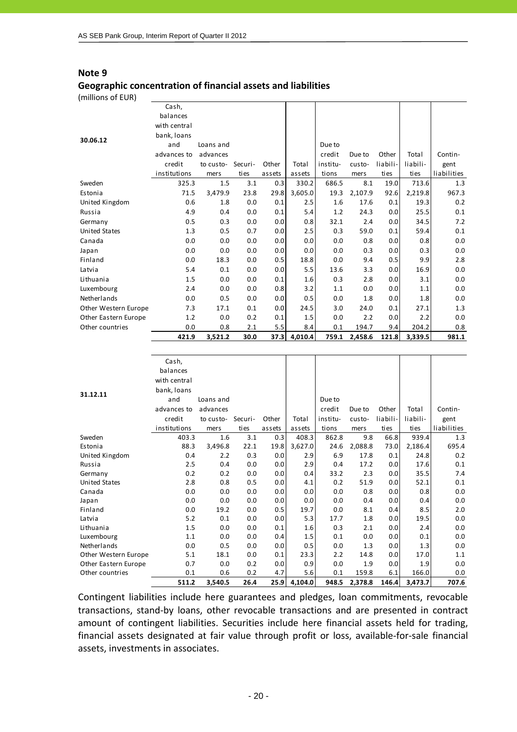## Note 9

### Geographic concentration of financial assets and liabilities

(millions of EUR)

| 30.06.12 | Cash, balances with central bank, loans and advances to credit institutions | Loans and advances to customers | Securities | Other assets | Total assets | Due to credit institutions | Due to customers | Other liabilities | Total liabilities | Contingent liabilities |
|---|---|---|---|---|---|---|---|---|---|---|
| Sweden | 325.3 | 1.5 | 3.1 | 0.3 | 330.2 | 686.5 | 8.1 | 19.0 | 713.6 | 1.3 |
| Estonia | 71.5 | 3,479.9 | 23.8 | 29.8 | 3,605.0 | 19.3 | 2,107.9 | 92.6 | 2,219.8 | 967.3 |
| United Kingdom | 0.6 | 1.8 | 0.0 | 0.1 | 2.5 | 1.6 | 17.6 | 0.1 | 19.3 | 0.2 |
| Russia | 4.9 | 0.4 | 0.0 | 0.1 | 5.4 | 1.2 | 24.3 | 0.0 | 25.5 | 0.1 |
| Germany | 0.5 | 0.3 | 0.0 | 0.0 | 0.8 | 32.1 | 2.4 | 0.0 | 34.5 | 7.2 |
| United States | 1.3 | 0.5 | 0.7 | 0.0 | 2.5 | 0.3 | 59.0 | 0.1 | 59.4 | 0.1 |
| Canada | 0.0 | 0.0 | 0.0 | 0.0 | 0.0 | 0.0 | 0.8 | 0.0 | 0.8 | 0.0 |
| Japan | 0.0 | 0.0 | 0.0 | 0.0 | 0.0 | 0.0 | 0.3 | 0.0 | 0.3 | 0.0 |
| Finland | 0.0 | 18.3 | 0.0 | 0.5 | 18.8 | 0.0 | 9.4 | 0.5 | 9.9 | 2.8 |
| Latvia | 5.4 | 0.1 | 0.0 | 0.0 | 5.5 | 13.6 | 3.3 | 0.0 | 16.9 | 0.0 |
| Lithuania | 1.5 | 0.0 | 0.0 | 0.1 | 1.6 | 0.3 | 2.8 | 0.0 | 3.1 | 0.0 |
| Luxembourg | 2.4 | 0.0 | 0.0 | 0.8 | 3.2 | 1.1 | 0.0 | 0.0 | 1.1 | 0.0 |
| Netherlands | 0.0 | 0.5 | 0.0 | 0.0 | 0.5 | 0.0 | 1.8 | 0.0 | 1.8 | 0.0 |
| Other Western Europe | 7.3 | 17.1 | 0.1 | 0.0 | 24.5 | 3.0 | 24.0 | 0.1 | 27.1 | 1.3 |
| Other Eastern Europe | 1.2 | 0.0 | 0.2 | 0.1 | 1.5 | 0.0 | 2.2 | 0.0 | 2.2 | 0.0 |
| Other countries | 0.0 | 0.8 | 2.1 | 5.5 | 8.4 | 0.1 | 194.7 | 9.4 | 204.2 | 0.8 |
| | **421.9** | **3,521.2** | **30.0** | **37.3** | **4,010.4** | **759.1** | **2,458.6** | **121.8** | **3,339.5** | **981.1** |

| 31.12.11 | Cash, balances with central bank, loans and advances to credit institutions | Loans and advances to customers | Securities | Other assets | Total assets | Due to credit institutions | Due to customers | Other liabilities | Total liabilities | Contingent liabilities |
|---|---|---|---|---|---|---|---|---|---|---|
| Sweden | 403.3 | 1.6 | 3.1 | 0.3 | 408.3 | 862.8 | 9.8 | 66.8 | 939.4 | 1.3 |
| Estonia | 88.3 | 3,496.8 | 22.1 | 19.8 | 3,627.0 | 24.6 | 2,088.8 | 73.0 | 2,186.4 | 695.4 |
| United Kingdom | 0.4 | 2.2 | 0.3 | 0.0 | 2.9 | 6.9 | 17.8 | 0.1 | 24.8 | 0.2 |
| Russia | 2.5 | 0.4 | 0.0 | 0.0 | 2.9 | 0.4 | 17.2 | 0.0 | 17.6 | 0.1 |
| Germany | 0.2 | 0.2 | 0.0 | 0.0 | 0.4 | 33.2 | 2.3 | 0.0 | 35.5 | 7.4 |
| United States | 2.8 | 0.8 | 0.5 | 0.0 | 4.1 | 0.2 | 51.9 | 0.0 | 52.1 | 0.1 |
| Canada | 0.0 | 0.0 | 0.0 | 0.0 | 0.0 | 0.0 | 0.8 | 0.0 | 0.8 | 0.0 |
| Japan | 0.0 | 0.0 | 0.0 | 0.0 | 0.0 | 0.0 | 0.4 | 0.0 | 0.4 | 0.0 |
| Finland | 0.0 | 19.2 | 0.0 | 0.5 | 19.7 | 0.0 | 8.1 | 0.4 | 8.5 | 2.0 |
| Latvia | 5.2 | 0.1 | 0.0 | 0.0 | 5.3 | 17.7 | 1.8 | 0.0 | 19.5 | 0.0 |
| Lithuania | 1.5 | 0.0 | 0.0 | 0.1 | 1.6 | 0.3 | 2.1 | 0.0 | 2.4 | 0.0 |
| Luxembourg | 1.1 | 0.0 | 0.0 | 0.4 | 1.5 | 0.1 | 0.0 | 0.0 | 0.1 | 0.0 |
| Netherlands | 0.0 | 0.5 | 0.0 | 0.0 | 0.5 | 0.0 | 1.3 | 0.0 | 1.3 | 0.0 |
| Other Western Europe | 5.1 | 18.1 | 0.0 | 0.1 | 23.3 | 2.2 | 14.8 | 0.0 | 17.0 | 1.1 |
| Other Eastern Europe | 0.7 | 0.0 | 0.2 | 0.0 | 0.9 | 0.0 | 1.9 | 0.0 | 1.9 | 0.0 |
| Other countries | 0.1 | 0.6 | 0.2 | 4.7 | 5.6 | 0.1 | 159.8 | 6.1 | 166.0 | 0.0 |
| | **511.2** | **3,540.5** | **26.4** | **25.9** | **4,104.0** | **948.5** | **2,378.8** | **146.4** | **3,473.7** | **707.6** |

Contingent liabilities include here guarantees and pledges, loan commitments, revocable transactions, stand-by loans, other revocable transactions and are presented in contract amount of contingent liabilities. Securities include here financial assets held for trading, financial assets designated at fair value through profit or loss, available-for-sale financial assets, investments in associates.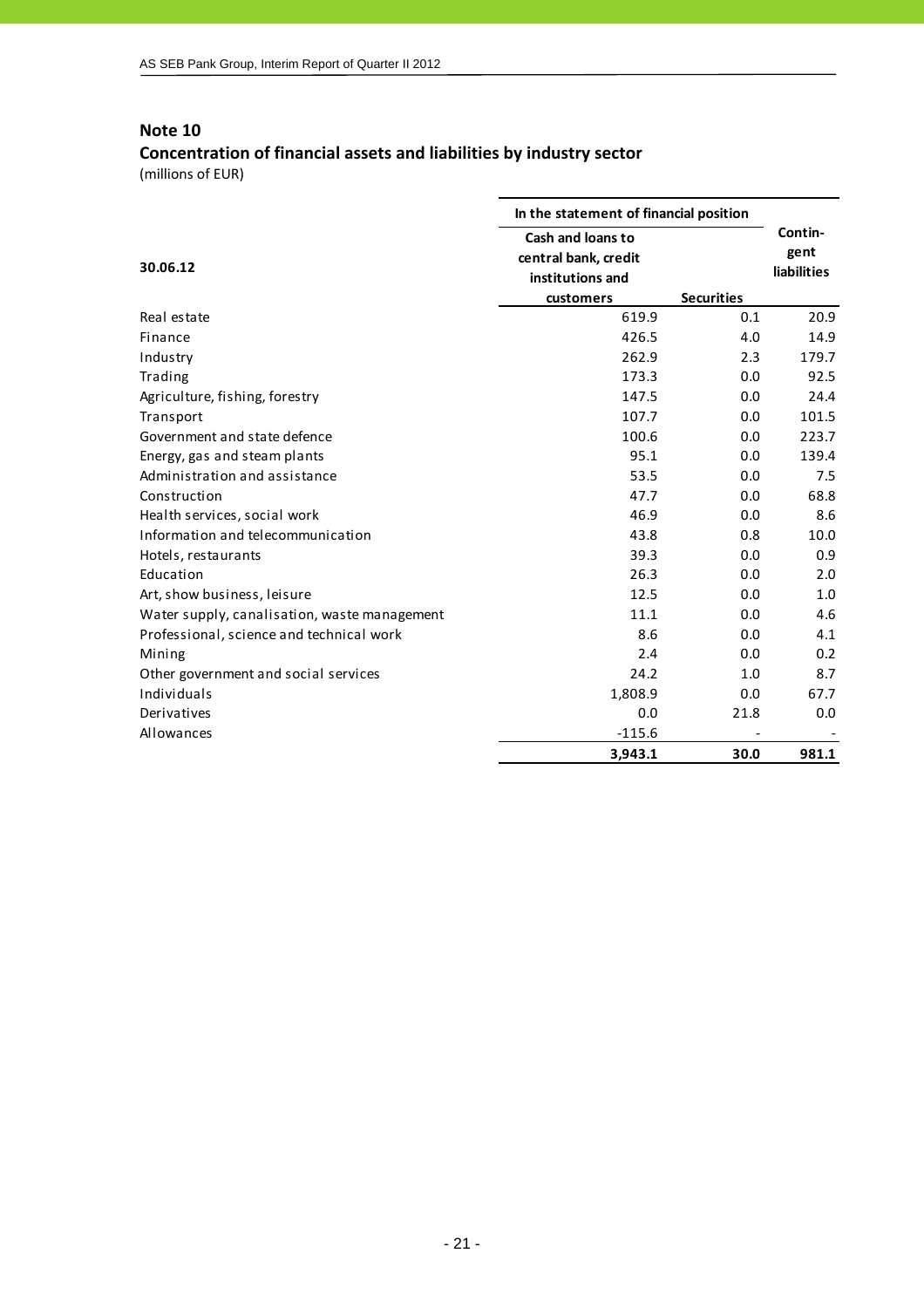## Note 10

### Concentration of financial assets and liabilities by industry sector

(millions of EUR)

| 30.06.12 | In the statement of financial position | | Contin-gent liabilities |
|---|---|---|---|
| | Cash and loans to central bank, credit institutions and customers | Securities | |
| Real estate | 619.9 | 0.1 | 20.9 |
| Finance | 426.5 | 4.0 | 14.9 |
| Industry | 262.9 | 2.3 | 179.7 |
| Trading | 173.3 | 0.0 | 92.5 |
| Agriculture, fishing, forestry | 147.5 | 0.0 | 24.4 |
| Transport | 107.7 | 0.0 | 101.5 |
| Government and state defence | 100.6 | 0.0 | 223.7 |
| Energy, gas and steam plants | 95.1 | 0.0 | 139.4 |
| Administration and assistance | 53.5 | 0.0 | 7.5 |
| Construction | 47.7 | 0.0 | 68.8 |
| Health services, social work | 46.9 | 0.0 | 8.6 |
| Information and telecommunication | 43.8 | 0.8 | 10.0 |
| Hotels, restaurants | 39.3 | 0.0 | 0.9 |
| Education | 26.3 | 0.0 | 2.0 |
| Art, show business, leisure | 12.5 | 0.0 | 1.0 |
| Water supply, canalisation, waste management | 11.1 | 0.0 | 4.6 |
| Professional, science and technical work | 8.6 | 0.0 | 4.1 |
| Mining | 2.4 | 0.0 | 0.2 |
| Other government and social services | 24.2 | 1.0 | 8.7 |
| Individuals | 1,808.9 | 0.0 | 67.7 |
| Derivatives | 0.0 | 21.8 | 0.0 |
| Allowances | -115.6 | - | - |
| | **3,943.1** | **30.0** | **981.1** |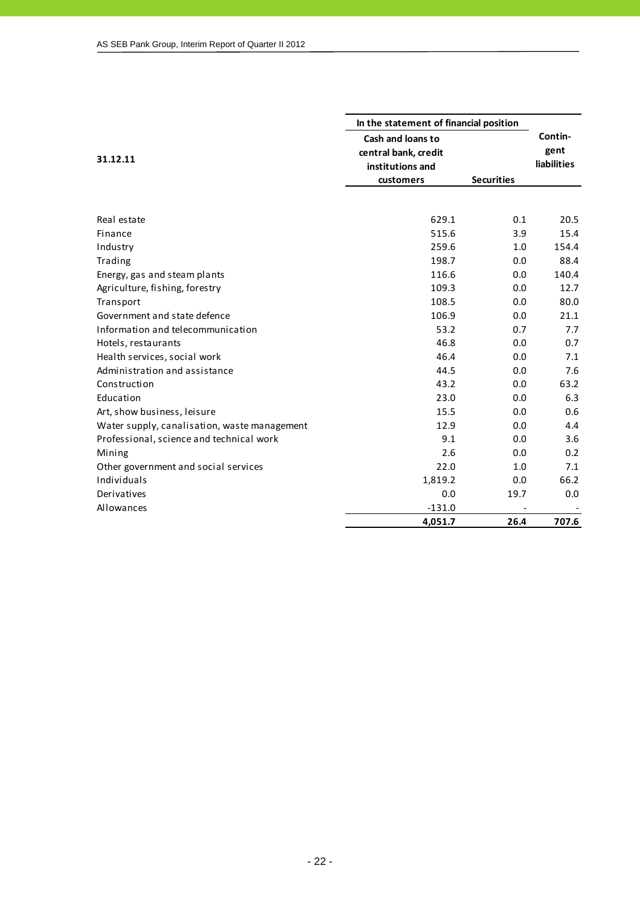| 31.12.11 | In the statement of financial position | | Contin-gent liabilities |
|---|---|---|---|
| | Cash and loans to central bank, credit institutions and customers | Securities | |
| Real estate | 629.1 | 0.1 | 20.5 |
| Finance | 515.6 | 3.9 | 15.4 |
| Industry | 259.6 | 1.0 | 154.4 |
| Trading | 198.7 | 0.0 | 88.4 |
| Energy, gas and steam plants | 116.6 | 0.0 | 140.4 |
| Agriculture, fishing, forestry | 109.3 | 0.0 | 12.7 |
| Transport | 108.5 | 0.0 | 80.0 |
| Government and state defence | 106.9 | 0.0 | 21.1 |
| Information and telecommunication | 53.2 | 0.7 | 7.7 |
| Hotels, restaurants | 46.8 | 0.0 | 0.7 |
| Health services, social work | 46.4 | 0.0 | 7.1 |
| Administration and assistance | 44.5 | 0.0 | 7.6 |
| Construction | 43.2 | 0.0 | 63.2 |
| Education | 23.0 | 0.0 | 6.3 |
| Art, show business, leisure | 15.5 | 0.0 | 0.6 |
| Water supply, canalisation, waste management | 12.9 | 0.0 | 4.4 |
| Professional, science and technical work | 9.1 | 0.0 | 3.6 |
| Mining | 2.6 | 0.0 | 0.2 |
| Other government and social services | 22.0 | 1.0 | 7.1 |
| Individuals | 1,819.2 | 0.0 | 66.2 |
| Derivatives | 0.0 | 19.7 | 0.0 |
| Allowances | -131.0 | - | - |
| | **4,051.7** | **26.4** | **707.6** |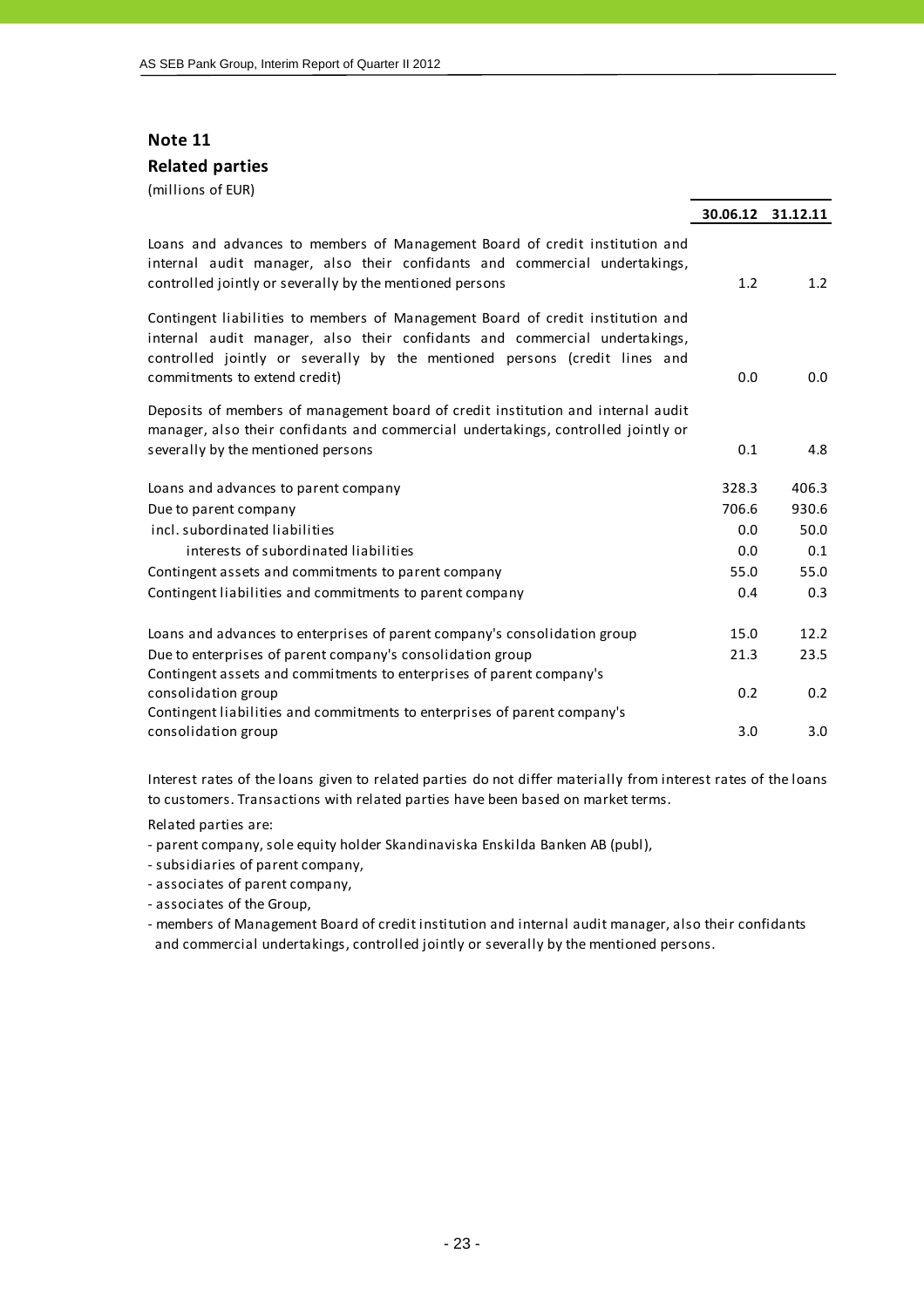## Note 11

### Related parties

(millions of EUR)

| | 30.06.12 | 31.12.11 |
|---|---|---|
| Loans and advances to members of Management Board of credit institution and internal audit manager, also their confidants and commercial undertakings, controlled jointly or severally by the mentioned persons | 1.2 | 1.2 |
| Contingent liabilities to members of Management Board of credit institution and internal audit manager, also their confidants and commercial undertakings, controlled jointly or severally by the mentioned persons (credit lines and commitments to extend credit) | 0.0 | 0.0 |
| Deposits of members of management board of credit institution and internal audit manager, also their confidants and commercial undertakings, controlled jointly or severally by the mentioned persons | 0.1 | 4.8 |
| Loans and advances to parent company | 328.3 | 406.3 |
| Due to parent company | 706.6 | 930.6 |
| incl. subordinated liabilities | 0.0 | 50.0 |
| interests of subordinated liabilities | 0.0 | 0.1 |
| Contingent assets and commitments to parent company | 55.0 | 55.0 |
| Contingent liabilities and commitments to parent company | 0.4 | 0.3 |
| Loans and advances to enterprises of parent company's consolidation group | 15.0 | 12.2 |
| Due to enterprises of parent company's consolidation group | 21.3 | 23.5 |
| Contingent assets and commitments to enterprises of parent company's consolidation group | 0.2 | 0.2 |
| Contingent liabilities and commitments to enterprises of parent company's consolidation group | 3.0 | 3.0 |

Interest rates of the loans given to related parties do not differ materially from interest rates of the loans to customers. Transactions with related parties have been based on market terms.

Related parties are:

- parent company, sole equity holder Skandinaviska Enskilda Banken AB (publ),
- subsidiaries of parent company,
- associates of parent company,
- associates of the Group,
- members of Management Board of credit institution and internal audit manager, also their confidants and commercial undertakings, controlled jointly or severally by the mentioned persons.